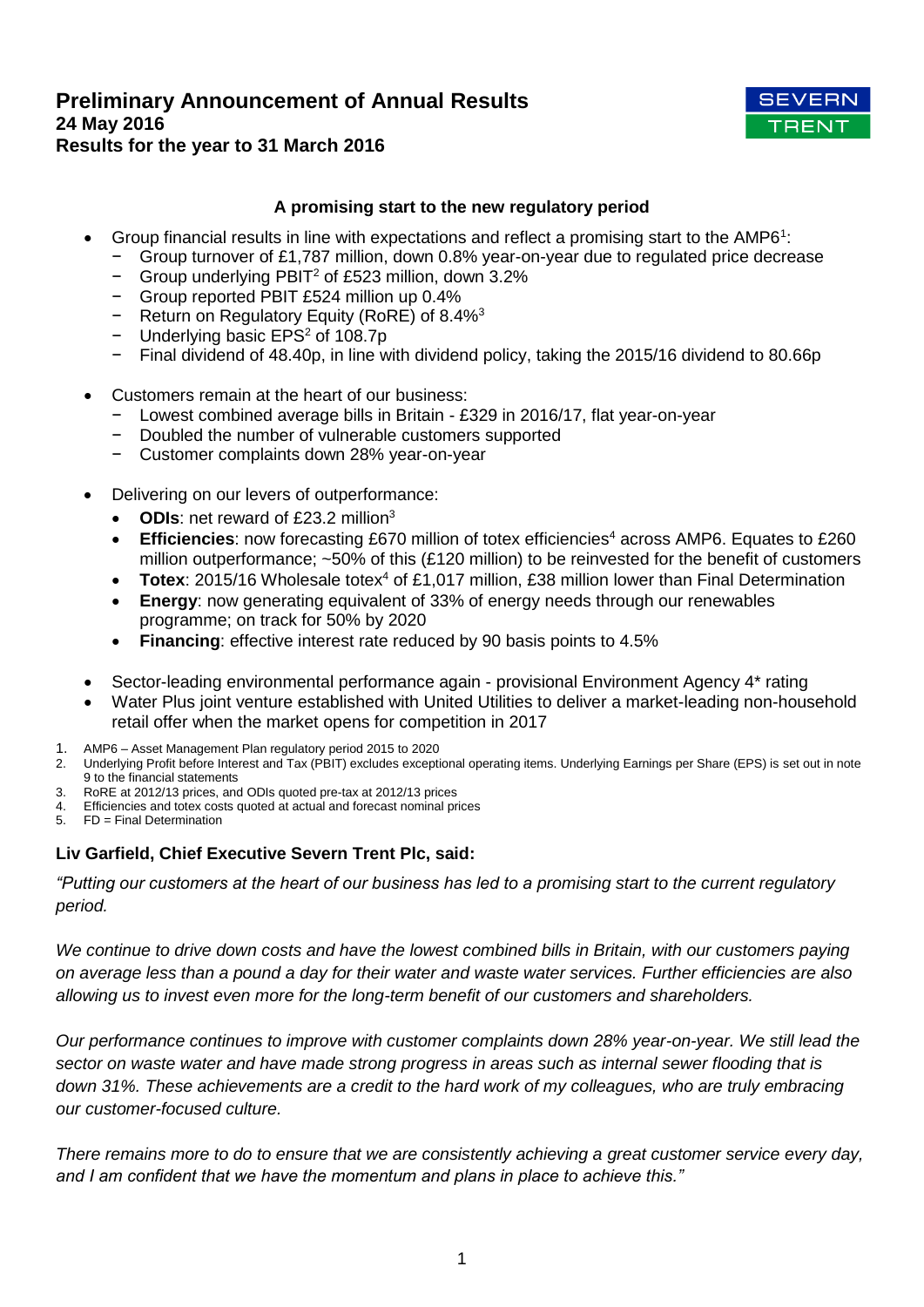# Preliminary Announcement of Annual Results

**24 May 2016**

**Results for the year to 31 March 2016**

SEVERN TRENT

### A promising start to the new regulatory period

- Group financial results in line with expectations and reflect a promising start to the AMP6[1]:
  - Group turnover of £1,787 million, down 0.8% year-on-year due to regulated price decrease
  - Group underlying PBIT[2] of £523 million, down 3.2%
  - Group reported PBIT £524 million up 0.4%
  - Return on Regulatory Equity (RoRE) of 8.4%[3]
  - Underlying basic EPS[2] of 108.7p
  - Final dividend of 48.40p, in line with dividend policy, taking the 2015/16 dividend to 80.66p

- Customers remain at the heart of our business:
  - Lowest combined average bills in Britain - £329 in 2016/17, flat year-on-year
  - Doubled the number of vulnerable customers supported
  - Customer complaints down 28% year-on-year

- Delivering on our levers of outperformance:
  - **ODIs**: net reward of £23.2 million[3]
  - **Efficiencies**: now forecasting £670 million of totex efficiencies[4] across AMP6. Equates to £260 million outperformance; ~50% of this (£120 million) to be reinvested for the benefit of customers
  - **Totex**: 2015/16 Wholesale totex[4] of £1,017 million, £38 million lower than Final Determination
  - **Energy**: now generating equivalent of 33% of energy needs through our renewables programme; on track for 50% by 2020
  - **Financing**: effective interest rate reduced by 90 basis points to 4.5%

- Sector-leading environmental performance again - provisional Environment Agency 4* rating
- Water Plus joint venture established with United Utilities to deliver a market-leading non-household retail offer when the market opens for competition in 2017

1. AMP6 – Asset Management Plan regulatory period 2015 to 2020
2. Underlying Profit before Interest and Tax (PBIT) excludes exceptional operating items. Underlying Earnings per Share (EPS) is set out in note 9 to the financial statements
3. RoRE at 2012/13 prices, and ODIs quoted pre-tax at 2012/13 prices
4. Efficiencies and totex costs quoted at actual and forecast nominal prices
5. FD = Final Determination

**Liv Garfield, Chief Executive Severn Trent Plc, said:**

*"Putting our customers at the heart of our business has led to a promising start to the current regulatory period.*

*We continue to drive down costs and have the lowest combined bills in Britain, with our customers paying on average less than a pound a day for their water and waste water services. Further efficiencies are also allowing us to invest even more for the long-term benefit of our customers and shareholders.*

*Our performance continues to improve with customer complaints down 28% year-on-year. We still lead the sector on waste water and have made strong progress in areas such as internal sewer flooding that is down 31%. These achievements are a credit to the hard work of my colleagues, who are truly embracing our customer-focused culture.*

*There remains more to do to ensure that we are consistently achieving a great customer service every day, and I am confident that we have the momentum and plans in place to achieve this."*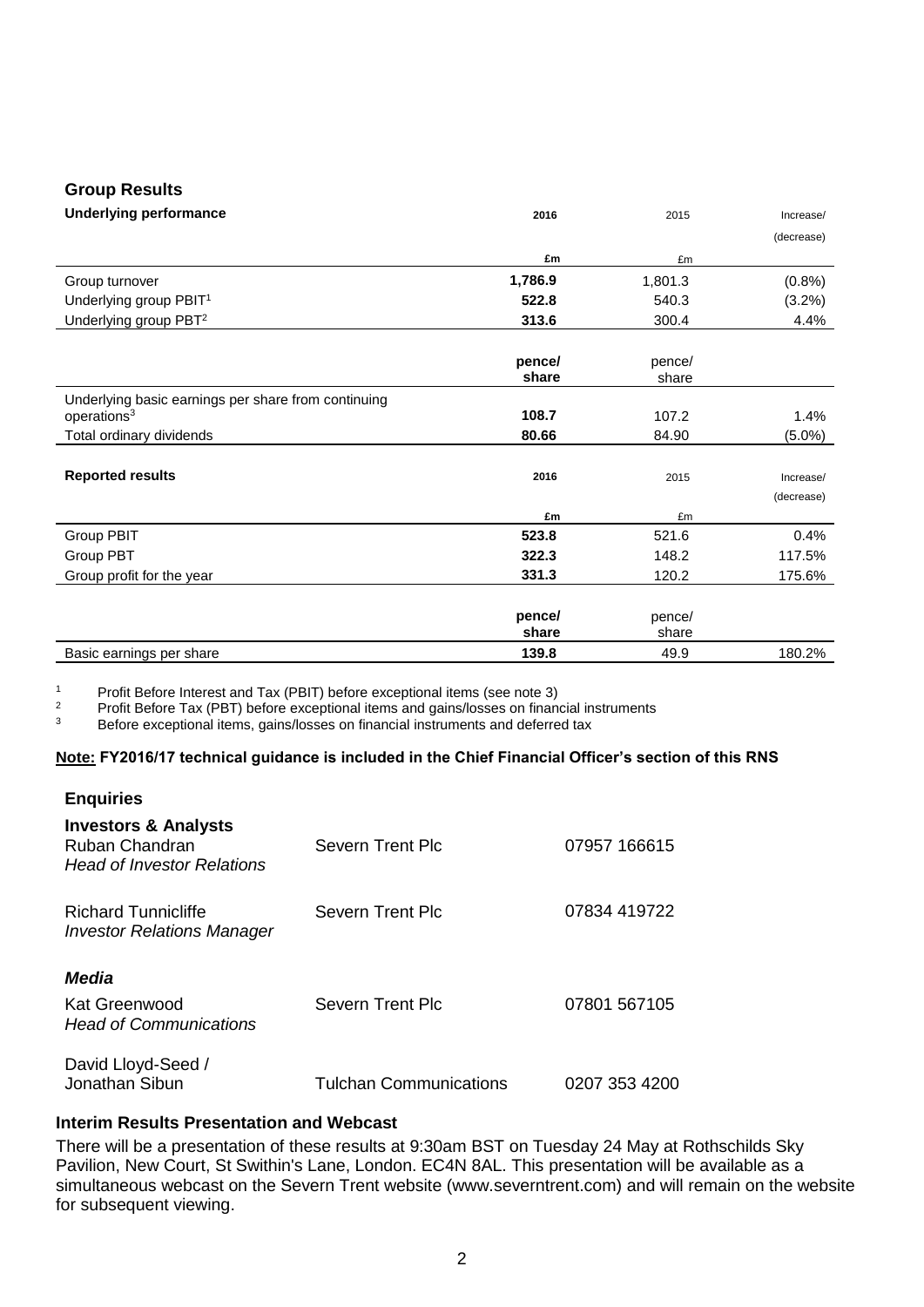## Group Results

| **Underlying performance** | **2016** | 2015 | Increase/ (decrease) |
|---|---|---|---|
| | **£m** | £m | |
| Group turnover | **1,786.9** | 1,801.3 | (0.8%) |
| Underlying group PBIT[1] | **522.8** | 540.3 | (3.2%) |
| Underlying group PBT[2] | **313.6** | 300.4 | 4.4% |
| | **pence/ share** | pence/ share | |
| Underlying basic earnings per share from continuing operations[3] | **108.7** | 107.2 | 1.4% |
| Total ordinary dividends | **80.66** | 84.90 | (5.0%) |

| **Reported results** | **2016** | 2015 | Increase/ (decrease) |
|---|---|---|---|
| | **£m** | £m | |
| Group PBIT | **523.8** | 521.6 | 0.4% |
| Group PBT | **322.3** | 148.2 | 117.5% |
| Group profit for the year | **331.3** | 120.2 | 175.6% |
| | **pence/ share** | pence/ share | |
| Basic earnings per share | **139.8** | 49.9 | 180.2% |

[1] Profit Before Interest and Tax (PBIT) before exceptional items (see note 3)
[2] Profit Before Tax (PBT) before exceptional items and gains/losses on financial instruments
[3] Before exceptional items, gains/losses on financial instruments and deferred tax

**Note: FY2016/17 technical guidance is included in the Chief Financial Officer's section of this RNS**

## Enquiries

**Investors & Analysts**

| | | |
|---|---|---|
| Ruban Chandran *Head of Investor Relations* | Severn Trent Plc | 07957 166615 |
| Richard Tunnicliffe *Investor Relations Manager* | Severn Trent Plc | 07834 419722 |

***Media***

| | | |
|---|---|---|
| Kat Greenwood *Head of Communications* | Severn Trent Plc | 07801 567105 |
| David Lloyd-Seed / Jonathan Sibun | Tulchan Communications | 0207 353 4200 |

### Interim Results Presentation and Webcast

There will be a presentation of these results at 9:30am BST on Tuesday 24 May at Rothschilds Sky Pavilion, New Court, St Swithin's Lane, London. EC4N 8AL. This presentation will be available as a simultaneous webcast on the Severn Trent website (www.severntrent.com) and will remain on the website for subsequent viewing.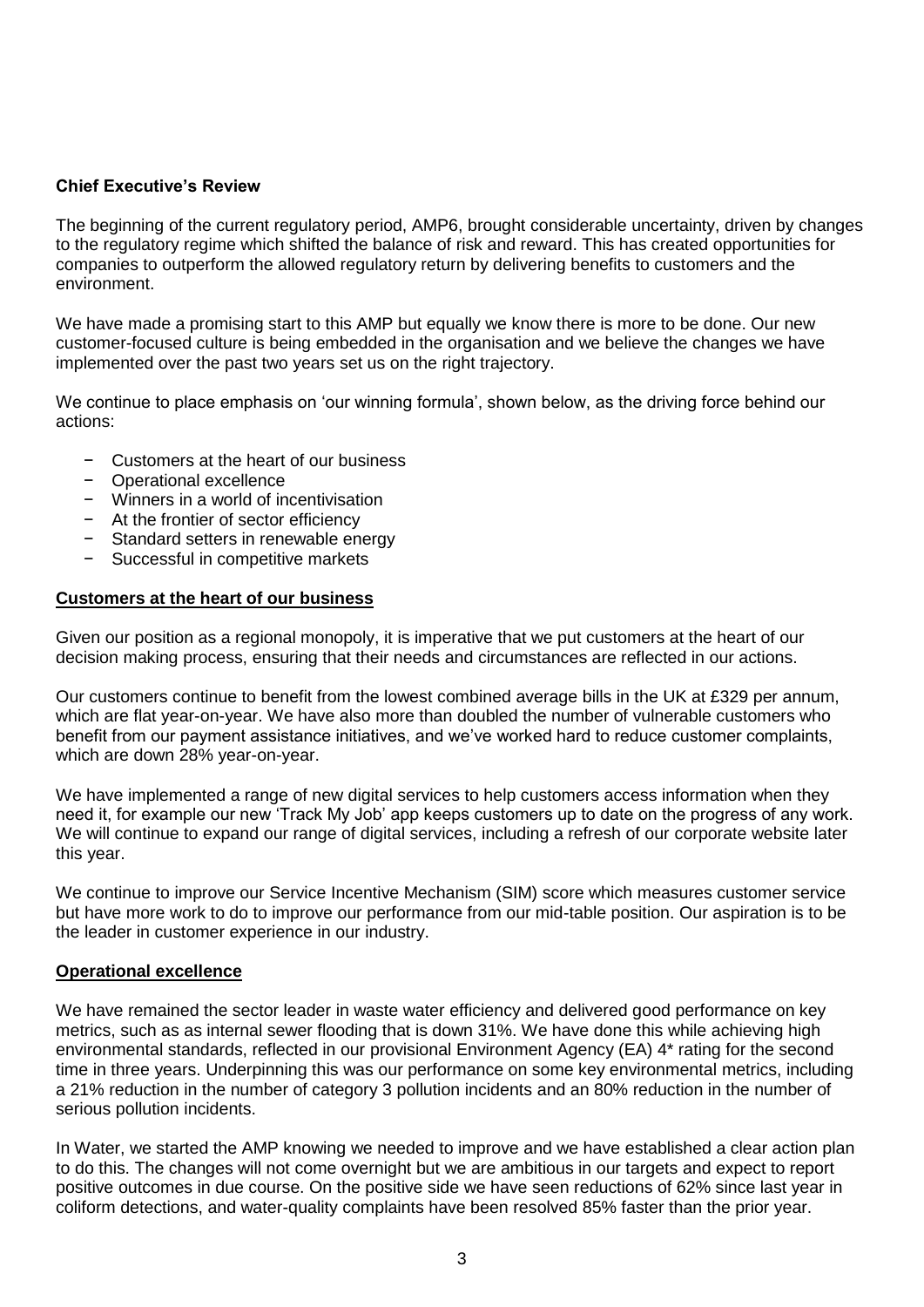## Chief Executive's Review

The beginning of the current regulatory period, AMP6, brought considerable uncertainty, driven by changes to the regulatory regime which shifted the balance of risk and reward. This has created opportunities for companies to outperform the allowed regulatory return by delivering benefits to customers and the environment.

We have made a promising start to this AMP but equally we know there is more to be done. Our new customer-focused culture is being embedded in the organisation and we believe the changes we have implemented over the past two years set us on the right trajectory.

We continue to place emphasis on 'our winning formula', shown below, as the driving force behind our actions:

- Customers at the heart of our business
- Operational excellence
- Winners in a world of incentivisation
- At the frontier of sector efficiency
- Standard setters in renewable energy
- Successful in competitive markets

### Customers at the heart of our business

Given our position as a regional monopoly, it is imperative that we put customers at the heart of our decision making process, ensuring that their needs and circumstances are reflected in our actions.

Our customers continue to benefit from the lowest combined average bills in the UK at £329 per annum, which are flat year-on-year. We have also more than doubled the number of vulnerable customers who benefit from our payment assistance initiatives, and we've worked hard to reduce customer complaints, which are down 28% year-on-year.

We have implemented a range of new digital services to help customers access information when they need it, for example our new 'Track My Job' app keeps customers up to date on the progress of any work. We will continue to expand our range of digital services, including a refresh of our corporate website later this year.

We continue to improve our Service Incentive Mechanism (SIM) score which measures customer service but have more work to do to improve our performance from our mid-table position. Our aspiration is to be the leader in customer experience in our industry.

### Operational excellence

We have remained the sector leader in waste water efficiency and delivered good performance on key metrics, such as as internal sewer flooding that is down 31%. We have done this while achieving high environmental standards, reflected in our provisional Environment Agency (EA) 4* rating for the second time in three years. Underpinning this was our performance on some key environmental metrics, including a 21% reduction in the number of category 3 pollution incidents and an 80% reduction in the number of serious pollution incidents.

In Water, we started the AMP knowing we needed to improve and we have established a clear action plan to do this. The changes will not come overnight but we are ambitious in our targets and expect to report positive outcomes in due course. On the positive side we have seen reductions of 62% since last year in coliform detections, and water-quality complaints have been resolved 85% faster than the prior year.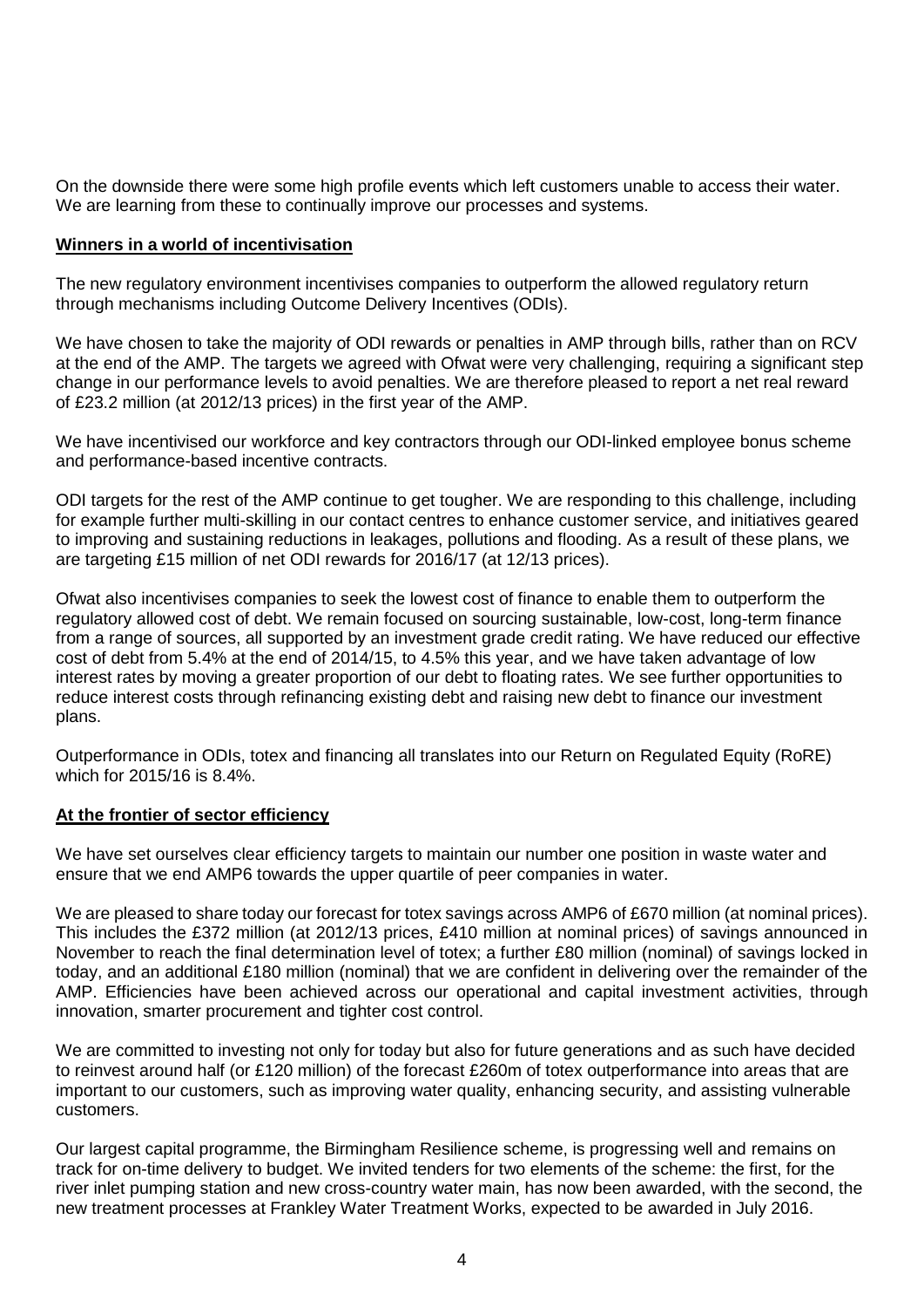On the downside there were some high profile events which left customers unable to access their water. We are learning from these to continually improve our processes and systems.

## Winners in a world of incentivisation

The new regulatory environment incentivises companies to outperform the allowed regulatory return through mechanisms including Outcome Delivery Incentives (ODIs).

We have chosen to take the majority of ODI rewards or penalties in AMP through bills, rather than on RCV at the end of the AMP. The targets we agreed with Ofwat were very challenging, requiring a significant step change in our performance levels to avoid penalties. We are therefore pleased to report a net real reward of £23.2 million (at 2012/13 prices) in the first year of the AMP.

We have incentivised our workforce and key contractors through our ODI-linked employee bonus scheme and performance-based incentive contracts.

ODI targets for the rest of the AMP continue to get tougher. We are responding to this challenge, including for example further multi-skilling in our contact centres to enhance customer service, and initiatives geared to improving and sustaining reductions in leakages, pollutions and flooding. As a result of these plans, we are targeting £15 million of net ODI rewards for 2016/17 (at 12/13 prices).

Ofwat also incentivises companies to seek the lowest cost of finance to enable them to outperform the regulatory allowed cost of debt. We remain focused on sourcing sustainable, low-cost, long-term finance from a range of sources, all supported by an investment grade credit rating. We have reduced our effective cost of debt from 5.4% at the end of 2014/15, to 4.5% this year, and we have taken advantage of low interest rates by moving a greater proportion of our debt to floating rates. We see further opportunities to reduce interest costs through refinancing existing debt and raising new debt to finance our investment plans.

Outperformance in ODIs, totex and financing all translates into our Return on Regulated Equity (RoRE) which for 2015/16 is 8.4%.

## At the frontier of sector efficiency

We have set ourselves clear efficiency targets to maintain our number one position in waste water and ensure that we end AMP6 towards the upper quartile of peer companies in water.

We are pleased to share today our forecast for totex savings across AMP6 of £670 million (at nominal prices). This includes the £372 million (at 2012/13 prices, £410 million at nominal prices) of savings announced in November to reach the final determination level of totex; a further £80 million (nominal) of savings locked in today, and an additional £180 million (nominal) that we are confident in delivering over the remainder of the AMP. Efficiencies have been achieved across our operational and capital investment activities, through innovation, smarter procurement and tighter cost control.

We are committed to investing not only for today but also for future generations and as such have decided to reinvest around half (or £120 million) of the forecast £260m of totex outperformance into areas that are important to our customers, such as improving water quality, enhancing security, and assisting vulnerable customers.

Our largest capital programme, the Birmingham Resilience scheme, is progressing well and remains on track for on-time delivery to budget. We invited tenders for two elements of the scheme: the first, for the river inlet pumping station and new cross-country water main, has now been awarded, with the second, the new treatment processes at Frankley Water Treatment Works, expected to be awarded in July 2016.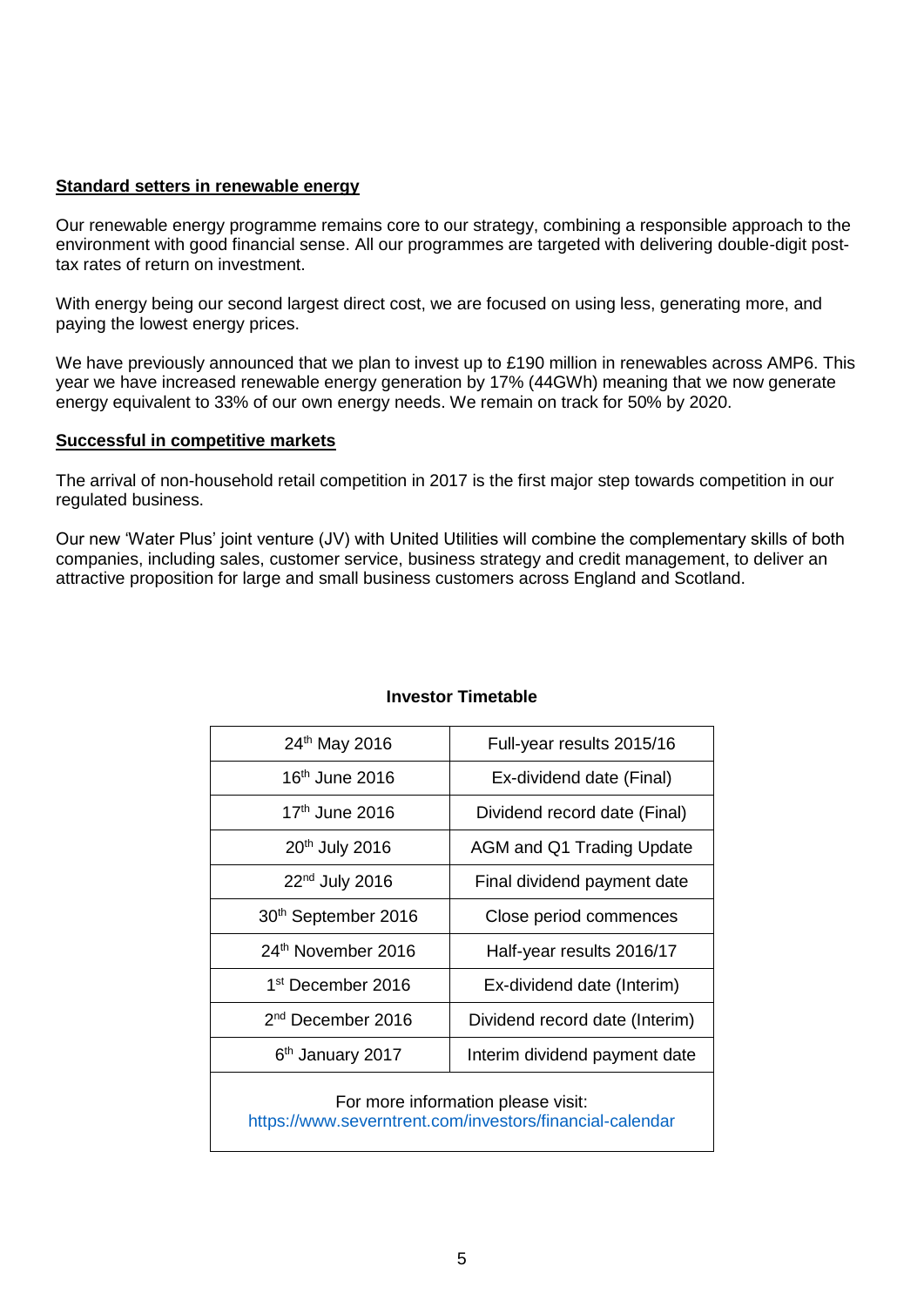**Standard setters in renewable energy**

Our renewable energy programme remains core to our strategy, combining a responsible approach to the environment with good financial sense. All our programmes are targeted with delivering double-digit post-tax rates of return on investment.

With energy being our second largest direct cost, we are focused on using less, generating more, and paying the lowest energy prices.

We have previously announced that we plan to invest up to £190 million in renewables across AMP6. This year we have increased renewable energy generation by 17% (44GWh) meaning that we now generate energy equivalent to 33% of our own energy needs. We remain on track for 50% by 2020.

**Successful in competitive markets**

The arrival of non-household retail competition in 2017 is the first major step towards competition in our regulated business.

Our new 'Water Plus' joint venture (JV) with United Utilities will combine the complementary skills of both companies, including sales, customer service, business strategy and credit management, to deliver an attractive proposition for large and small business customers across England and Scotland.

**Investor Timetable**

| Date | Event |
|---|---|
| 24th May 2016 | Full-year results 2015/16 |
| 16th June 2016 | Ex-dividend date (Final) |
| 17th June 2016 | Dividend record date (Final) |
| 20th July 2016 | AGM and Q1 Trading Update |
| 22nd July 2016 | Final dividend payment date |
| 30th September 2016 | Close period commences |
| 24th November 2016 | Half-year results 2016/17 |
| 1st December 2016 | Ex-dividend date (Interim) |
| 2nd December 2016 | Dividend record date (Interim) |
| 6th January 2017 | Interim dividend payment date |

For more information please visit:
https://www.severntrent.com/investors/financial-calendar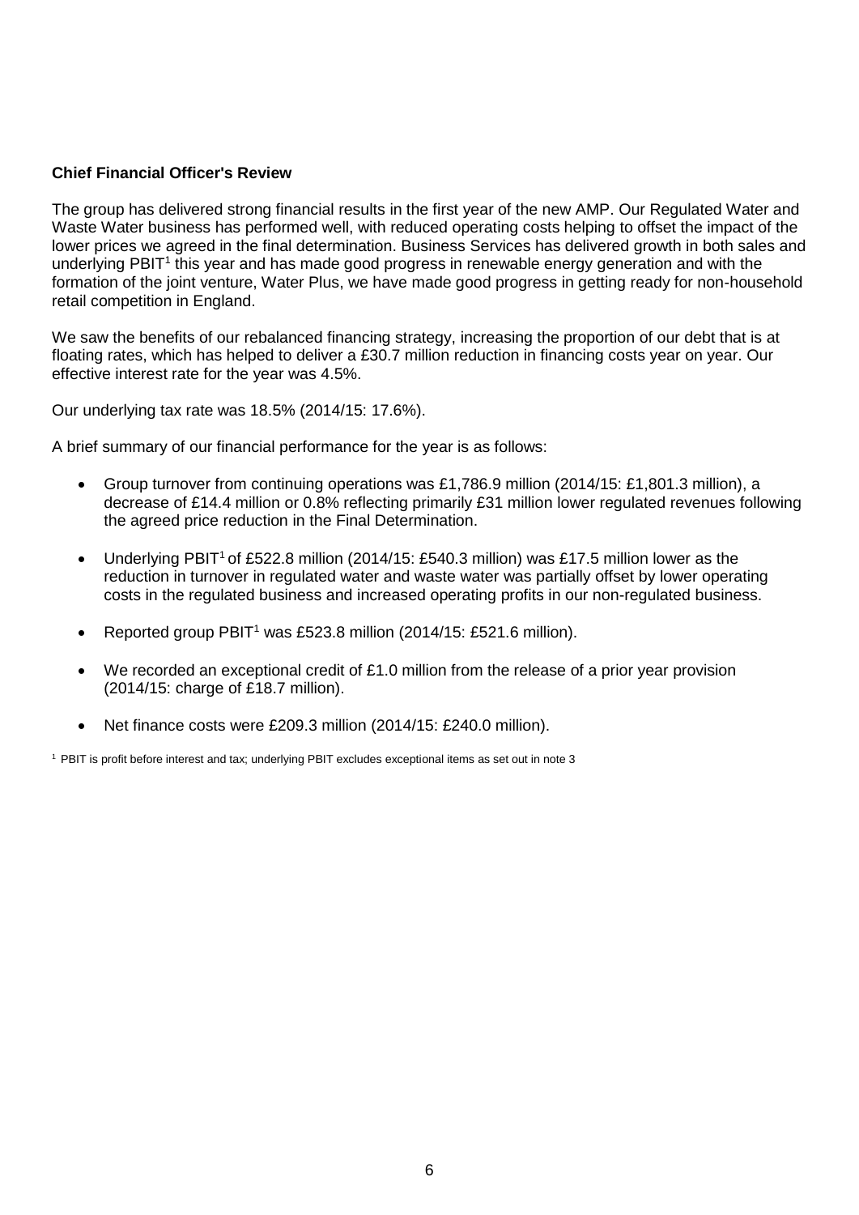**Chief Financial Officer's Review**

The group has delivered strong financial results in the first year of the new AMP. Our Regulated Water and Waste Water business has performed well, with reduced operating costs helping to offset the impact of the lower prices we agreed in the final determination. Business Services has delivered growth in both sales and underlying PBIT[1] this year and has made good progress in renewable energy generation and with the formation of the joint venture, Water Plus, we have made good progress in getting ready for non-household retail competition in England.

We saw the benefits of our rebalanced financing strategy, increasing the proportion of our debt that is at floating rates, which has helped to deliver a £30.7 million reduction in financing costs year on year. Our effective interest rate for the year was 4.5%.

Our underlying tax rate was 18.5% (2014/15: 17.6%).

A brief summary of our financial performance for the year is as follows:

- Group turnover from continuing operations was £1,786.9 million (2014/15: £1,801.3 million), a decrease of £14.4 million or 0.8% reflecting primarily £31 million lower regulated revenues following the agreed price reduction in the Final Determination.
- Underlying PBIT[1] of £522.8 million (2014/15: £540.3 million) was £17.5 million lower as the reduction in turnover in regulated water and waste water was partially offset by lower operating costs in the regulated business and increased operating profits in our non-regulated business.
- Reported group PBIT[1] was £523.8 million (2014/15: £521.6 million).
- We recorded an exceptional credit of £1.0 million from the release of a prior year provision (2014/15: charge of £18.7 million).
- Net finance costs were £209.3 million (2014/15: £240.0 million).

[1] PBIT is profit before interest and tax; underlying PBIT excludes exceptional items as set out in note 3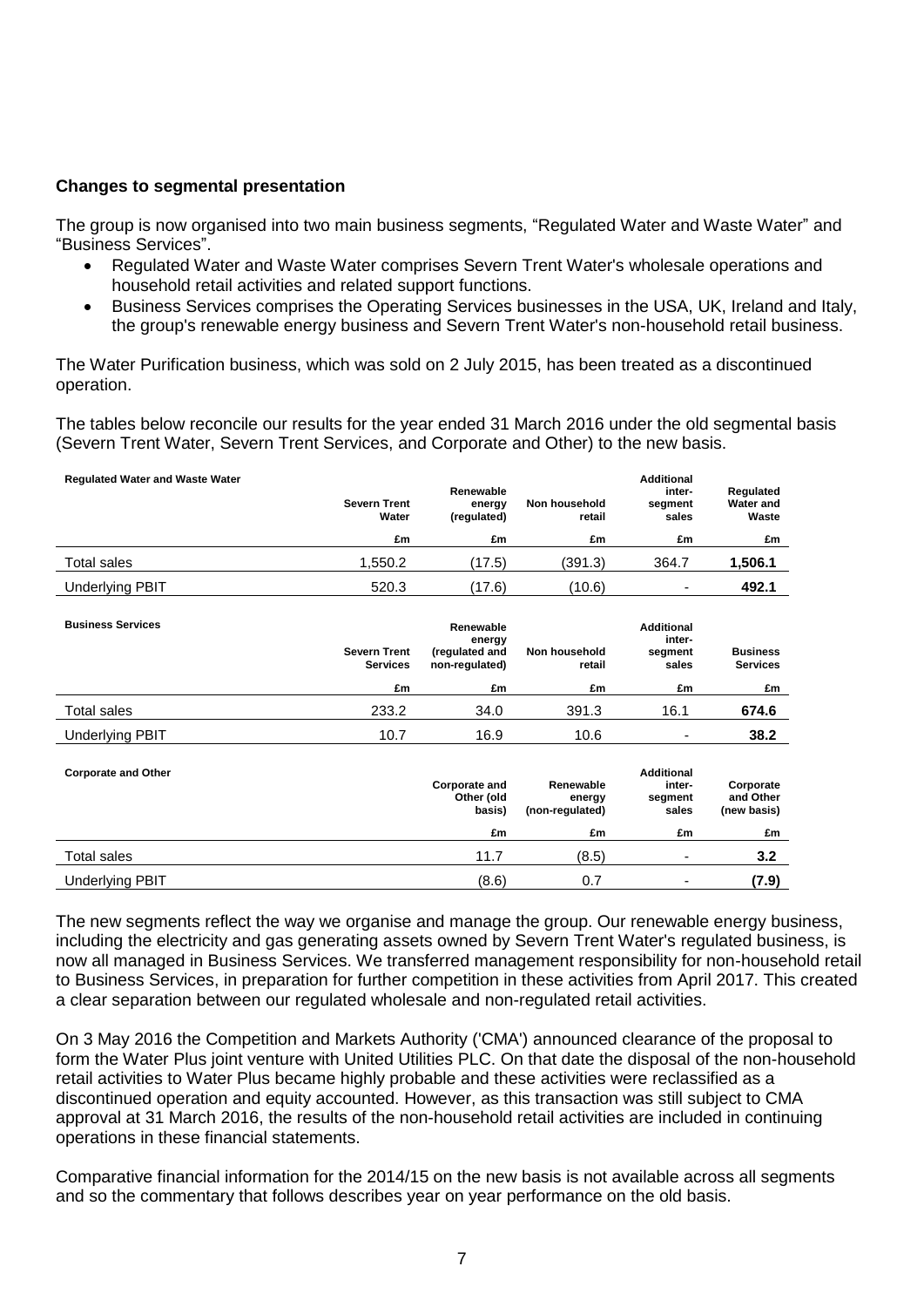**Changes to segmental presentation**

The group is now organised into two main business segments, "Regulated Water and Waste Water" and "Business Services".

- Regulated Water and Waste Water comprises Severn Trent Water's wholesale operations and household retail activities and related support functions.
- Business Services comprises the Operating Services businesses in the USA, UK, Ireland and Italy, the group's renewable energy business and Severn Trent Water's non-household retail business.

The Water Purification business, which was sold on 2 July 2015, has been treated as a discontinued operation.

The tables below reconcile our results for the year ended 31 March 2016 under the old segmental basis (Severn Trent Water, Severn Trent Services, and Corporate and Other) to the new basis.

| **Regulated Water and Waste Water** | **Severn Trent Water** | **Renewable energy (regulated)** | **Non household retail** | **Additional inter-segment sales** | **Regulated Water and Waste** |
|---|---|---|---|---|---|
| | **£m** | **£m** | **£m** | **£m** | **£m** |
| Total sales | 1,550.2 | (17.5) | (391.3) | 364.7 | **1,506.1** |
| Underlying PBIT | 520.3 | (17.6) | (10.6) | - | **492.1** |

| **Business Services** | **Severn Trent Services** | **Renewable energy (regulated and non-regulated)** | **Non household retail** | **Additional inter-segment sales** | **Business Services** |
|---|---|---|---|---|---|
| | **£m** | **£m** | **£m** | **£m** | **£m** |
| Total sales | 233.2 | 34.0 | 391.3 | 16.1 | **674.6** |
| Underlying PBIT | 10.7 | 16.9 | 10.6 | - | **38.2** |

| **Corporate and Other** | **Corporate and Other (old basis)** | **Renewable energy (non-regulated)** | **Additional inter-segment sales** | **Corporate and Other (new basis)** |
|---|---|---|---|---|
| | **£m** | **£m** | **£m** | **£m** |
| Total sales | 11.7 | (8.5) | - | **3.2** |
| Underlying PBIT | (8.6) | 0.7 | - | **(7.9)** |

The new segments reflect the way we organise and manage the group. Our renewable energy business, including the electricity and gas generating assets owned by Severn Trent Water's regulated business, is now all managed in Business Services. We transferred management responsibility for non-household retail to Business Services, in preparation for further competition in these activities from April 2017. This created a clear separation between our regulated wholesale and non-regulated retail activities.

On 3 May 2016 the Competition and Markets Authority ('CMA') announced clearance of the proposal to form the Water Plus joint venture with United Utilities PLC. On that date the disposal of the non-household retail activities to Water Plus became highly probable and these activities were reclassified as a discontinued operation and equity accounted. However, as this transaction was still subject to CMA approval at 31 March 2016, the results of the non-household retail activities are included in continuing operations in these financial statements.

Comparative financial information for the 2014/15 on the new basis is not available across all segments and so the commentary that follows describes year on year performance on the old basis.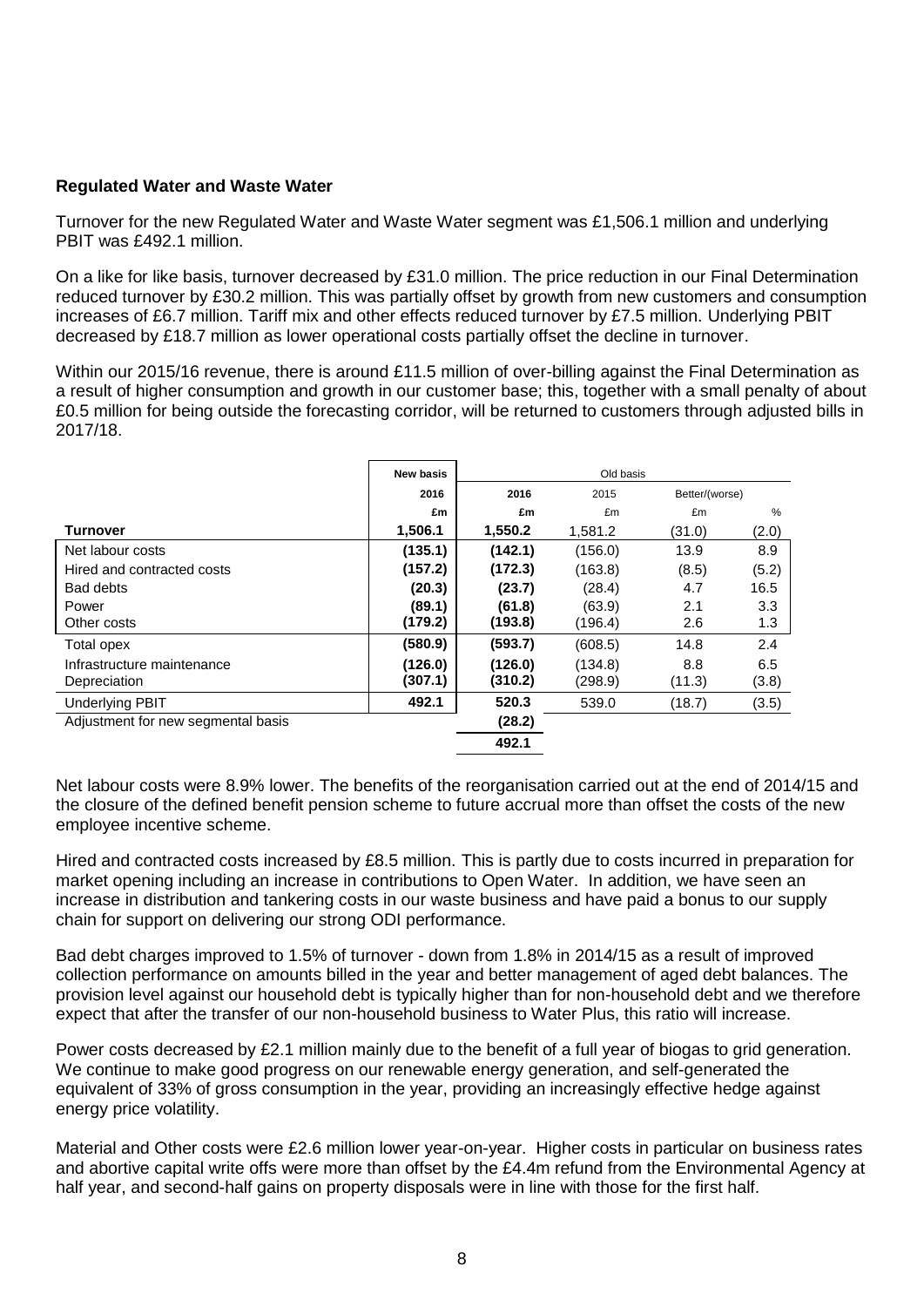**Regulated Water and Waste Water**

Turnover for the new Regulated Water and Waste Water segment was £1,506.1 million and underlying PBIT was £492.1 million.

On a like for like basis, turnover decreased by £31.0 million. The price reduction in our Final Determination reduced turnover by £30.2 million. This was partially offset by growth from new customers and consumption increases of £6.7 million. Tariff mix and other effects reduced turnover by £7.5 million. Underlying PBIT decreased by £18.7 million as lower operational costs partially offset the decline in turnover.

Within our 2015/16 revenue, there is around £11.5 million of over-billing against the Final Determination as a result of higher consumption and growth in our customer base; this, together with a small penalty of about £0.5 million for being outside the forecasting corridor, will be returned to customers through adjusted bills in 2017/18.

| | New basis | Old basis | | | |
|---|---|---|---|---|---|
| | **2016** | **2016** | 2015 | Better/(worse) | |
| | **£m** | **£m** | £m | £m | % |
| **Turnover** | **1,506.1** | **1,550.2** | 1,581.2 | (31.0) | (2.0) |
| Net labour costs | **(135.1)** | **(142.1)** | (156.0) | 13.9 | 8.9 |
| Hired and contracted costs | **(157.2)** | **(172.3)** | (163.8) | (8.5) | (5.2) |
| Bad debts | **(20.3)** | **(23.7)** | (28.4) | 4.7 | 16.5 |
| Power | **(89.1)** | **(61.8)** | (63.9) | 2.1 | 3.3 |
| Other costs | **(179.2)** | **(193.8)** | (196.4) | 2.6 | 1.3 |
| Total opex | **(580.9)** | **(593.7)** | (608.5) | 14.8 | 2.4 |
| Infrastructure maintenance | **(126.0)** | **(126.0)** | (134.8) | 8.8 | 6.5 |
| Depreciation | **(307.1)** | **(310.2)** | (298.9) | (11.3) | (3.8) |
| Underlying PBIT | **492.1** | **520.3** | 539.0 | (18.7) | (3.5) |
| Adjustment for new segmental basis | | **(28.2)** | | | |
| | | **492.1** | | | |

Net labour costs were 8.9% lower. The benefits of the reorganisation carried out at the end of 2014/15 and the closure of the defined benefit pension scheme to future accrual more than offset the costs of the new employee incentive scheme.

Hired and contracted costs increased by £8.5 million. This is partly due to costs incurred in preparation for market opening including an increase in contributions to Open Water. In addition, we have seen an increase in distribution and tankering costs in our waste business and have paid a bonus to our supply chain for support on delivering our strong ODI performance.

Bad debt charges improved to 1.5% of turnover - down from 1.8% in 2014/15 as a result of improved collection performance on amounts billed in the year and better management of aged debt balances. The provision level against our household debt is typically higher than for non-household debt and we therefore expect that after the transfer of our non-household business to Water Plus, this ratio will increase.

Power costs decreased by £2.1 million mainly due to the benefit of a full year of biogas to grid generation. We continue to make good progress on our renewable energy generation, and self-generated the equivalent of 33% of gross consumption in the year, providing an increasingly effective hedge against energy price volatility.

Material and Other costs were £2.6 million lower year-on-year. Higher costs in particular on business rates and abortive capital write offs were more than offset by the £4.4m refund from the Environmental Agency at half year, and second-half gains on property disposals were in line with those for the first half.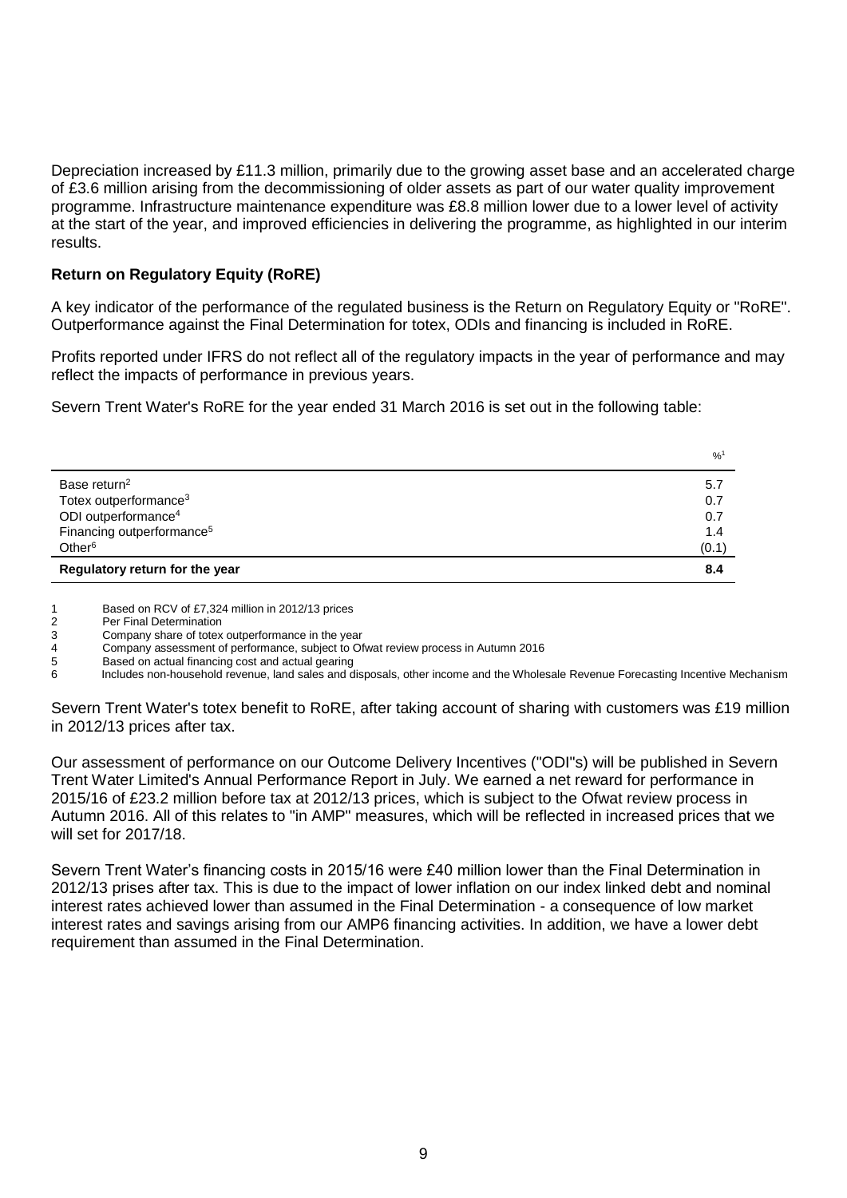Depreciation increased by £11.3 million, primarily due to the growing asset base and an accelerated charge of £3.6 million arising from the decommissioning of older assets as part of our water quality improvement programme. Infrastructure maintenance expenditure was £8.8 million lower due to a lower level of activity at the start of the year, and improved efficiencies in delivering the programme, as highlighted in our interim results.

**Return on Regulatory Equity (RoRE)**

A key indicator of the performance of the regulated business is the Return on Regulatory Equity or "RoRE". Outperformance against the Final Determination for totex, ODIs and financing is included in RoRE.

Profits reported under IFRS do not reflect all of the regulatory impacts in the year of performance and may reflect the impacts of performance in previous years.

Severn Trent Water's RoRE for the year ended 31 March 2016 is set out in the following table:

| | %[1] |
|---|---|
| Base return[2] | 5.7 |
| Totex outperformance[3] | 0.7 |
| ODI outperformance[4] | 0.7 |
| Financing outperformance[5] | 1.4 |
| Other[6] | (0.1) |
| **Regulatory return for the year** | **8.4** |

1 Based on RCV of £7,324 million in 2012/13 prices
2 Per Final Determination
3 Company share of totex outperformance in the year
4 Company assessment of performance, subject to Ofwat review process in Autumn 2016
5 Based on actual financing cost and actual gearing
6 Includes non-household revenue, land sales and disposals, other income and the Wholesale Revenue Forecasting Incentive Mechanism

Severn Trent Water's totex benefit to RoRE, after taking account of sharing with customers was £19 million in 2012/13 prices after tax.

Our assessment of performance on our Outcome Delivery Incentives ("ODI"s) will be published in Severn Trent Water Limited's Annual Performance Report in July. We earned a net reward for performance in 2015/16 of £23.2 million before tax at 2012/13 prices, which is subject to the Ofwat review process in Autumn 2016. All of this relates to "in AMP" measures, which will be reflected in increased prices that we will set for 2017/18.

Severn Trent Water's financing costs in 2015/16 were £40 million lower than the Final Determination in 2012/13 prises after tax. This is due to the impact of lower inflation on our index linked debt and nominal interest rates achieved lower than assumed in the Final Determination - a consequence of low market interest rates and savings arising from our AMP6 financing activities. In addition, we have a lower debt requirement than assumed in the Final Determination.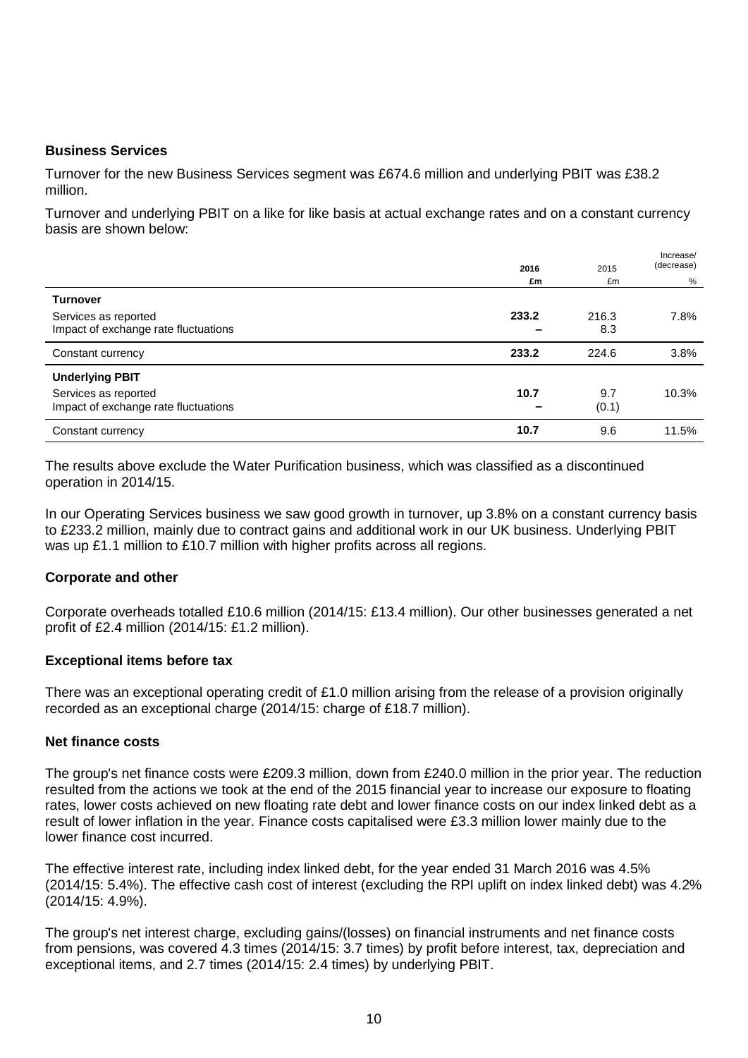### Business Services

Turnover for the new Business Services segment was £674.6 million and underlying PBIT was £38.2 million.

Turnover and underlying PBIT on a like for like basis at actual exchange rates and on a constant currency basis are shown below:

| | **2016** | 2015 | Increase/ (decrease) |
|---|---|---|---|
| | **£m** | £m | % |
| **Turnover** | | | |
| Services as reported | **233.2** | 216.3 | 7.8% |
| Impact of exchange rate fluctuations | **–** | 8.3 | |
| Constant currency | **233.2** | 224.6 | 3.8% |
| **Underlying PBIT** | | | |
| Services as reported | **10.7** | 9.7 | 10.3% |
| Impact of exchange rate fluctuations | **–** | (0.1) | |
| Constant currency | **10.7** | 9.6 | 11.5% |

The results above exclude the Water Purification business, which was classified as a discontinued operation in 2014/15.

In our Operating Services business we saw good growth in turnover, up 3.8% on a constant currency basis to £233.2 million, mainly due to contract gains and additional work in our UK business. Underlying PBIT was up £1.1 million to £10.7 million with higher profits across all regions.

### Corporate and other

Corporate overheads totalled £10.6 million (2014/15: £13.4 million). Our other businesses generated a net profit of £2.4 million (2014/15: £1.2 million).

### Exceptional items before tax

There was an exceptional operating credit of £1.0 million arising from the release of a provision originally recorded as an exceptional charge (2014/15: charge of £18.7 million).

### Net finance costs

The group's net finance costs were £209.3 million, down from £240.0 million in the prior year. The reduction resulted from the actions we took at the end of the 2015 financial year to increase our exposure to floating rates, lower costs achieved on new floating rate debt and lower finance costs on our index linked debt as a result of lower inflation in the year. Finance costs capitalised were £3.3 million lower mainly due to the lower finance cost incurred.

The effective interest rate, including index linked debt, for the year ended 31 March 2016 was 4.5% (2014/15: 5.4%). The effective cash cost of interest (excluding the RPI uplift on index linked debt) was 4.2% (2014/15: 4.9%).

The group's net interest charge, excluding gains/(losses) on financial instruments and net finance costs from pensions, was covered 4.3 times (2014/15: 3.7 times) by profit before interest, tax, depreciation and exceptional items, and 2.7 times (2014/15: 2.4 times) by underlying PBIT.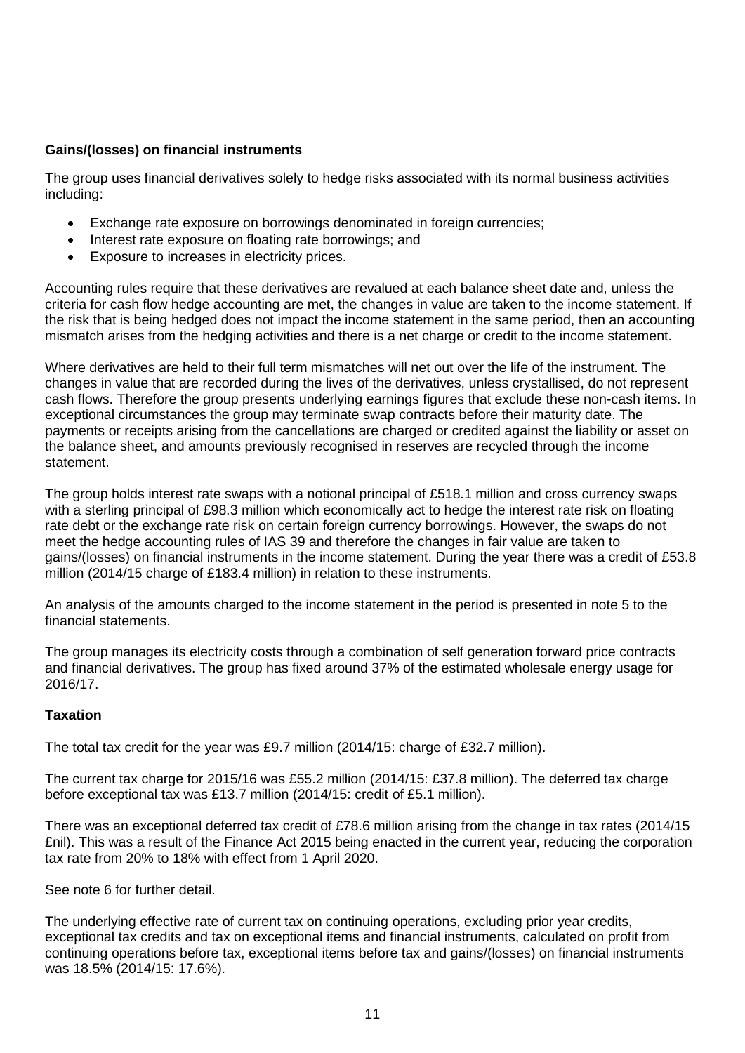**Gains/(losses) on financial instruments**

The group uses financial derivatives solely to hedge risks associated with its normal business activities including:

- Exchange rate exposure on borrowings denominated in foreign currencies;
- Interest rate exposure on floating rate borrowings; and
- Exposure to increases in electricity prices.

Accounting rules require that these derivatives are revalued at each balance sheet date and, unless the criteria for cash flow hedge accounting are met, the changes in value are taken to the income statement. If the risk that is being hedged does not impact the income statement in the same period, then an accounting mismatch arises from the hedging activities and there is a net charge or credit to the income statement.

Where derivatives are held to their full term mismatches will net out over the life of the instrument. The changes in value that are recorded during the lives of the derivatives, unless crystallised, do not represent cash flows. Therefore the group presents underlying earnings figures that exclude these non-cash items. In exceptional circumstances the group may terminate swap contracts before their maturity date. The payments or receipts arising from the cancellations are charged or credited against the liability or asset on the balance sheet, and amounts previously recognised in reserves are recycled through the income statement.

The group holds interest rate swaps with a notional principal of £518.1 million and cross currency swaps with a sterling principal of £98.3 million which economically act to hedge the interest rate risk on floating rate debt or the exchange rate risk on certain foreign currency borrowings. However, the swaps do not meet the hedge accounting rules of IAS 39 and therefore the changes in fair value are taken to gains/(losses) on financial instruments in the income statement. During the year there was a credit of £53.8 million (2014/15 charge of £183.4 million) in relation to these instruments.

An analysis of the amounts charged to the income statement in the period is presented in note 5 to the financial statements.

The group manages its electricity costs through a combination of self generation forward price contracts and financial derivatives. The group has fixed around 37% of the estimated wholesale energy usage for 2016/17.

**Taxation**

The total tax credit for the year was £9.7 million (2014/15: charge of £32.7 million).

The current tax charge for 2015/16 was £55.2 million (2014/15: £37.8 million). The deferred tax charge before exceptional tax was £13.7 million (2014/15: credit of £5.1 million).

There was an exceptional deferred tax credit of £78.6 million arising from the change in tax rates (2014/15 £nil). This was a result of the Finance Act 2015 being enacted in the current year, reducing the corporation tax rate from 20% to 18% with effect from 1 April 2020.

See note 6 for further detail.

The underlying effective rate of current tax on continuing operations, excluding prior year credits, exceptional tax credits and tax on exceptional items and financial instruments, calculated on profit from continuing operations before tax, exceptional items before tax and gains/(losses) on financial instruments was 18.5% (2014/15: 17.6%).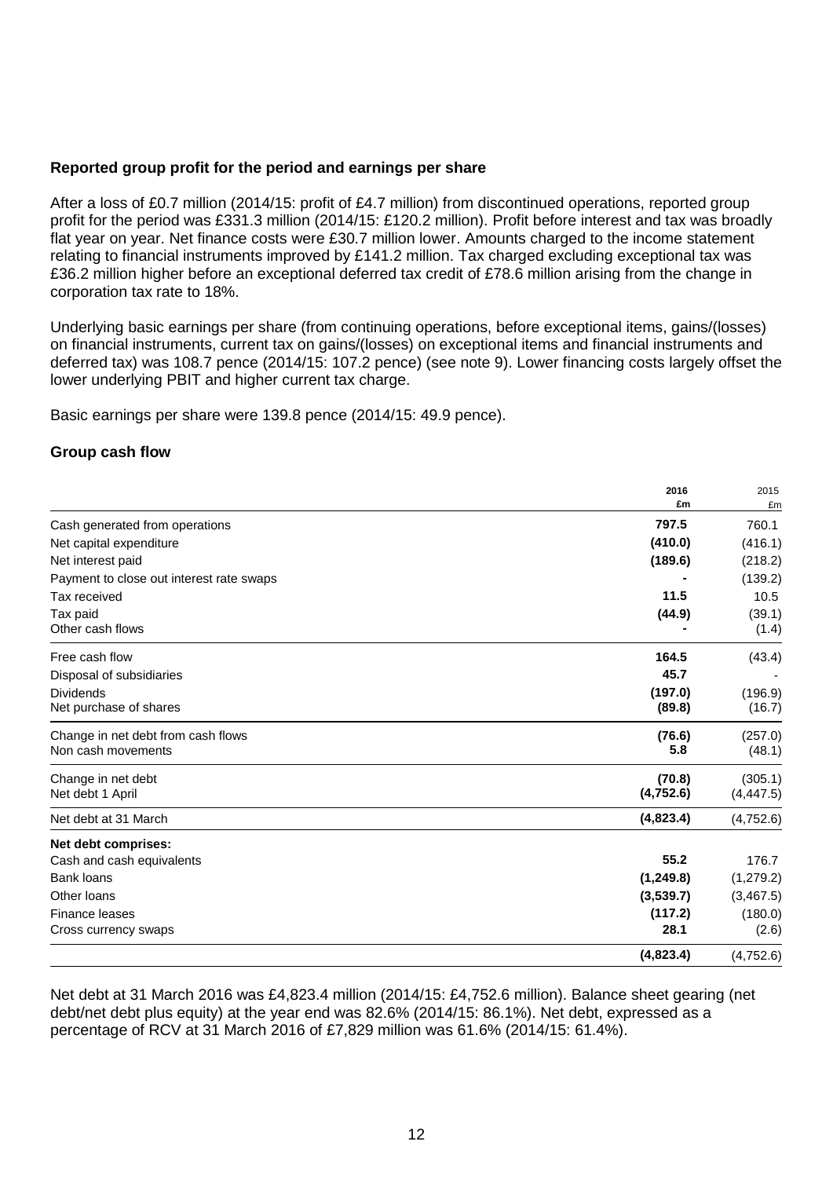**Reported group profit for the period and earnings per share**

After a loss of £0.7 million (2014/15: profit of £4.7 million) from discontinued operations, reported group profit for the period was £331.3 million (2014/15: £120.2 million). Profit before interest and tax was broadly flat year on year. Net finance costs were £30.7 million lower. Amounts charged to the income statement relating to financial instruments improved by £141.2 million. Tax charged excluding exceptional tax was £36.2 million higher before an exceptional deferred tax credit of £78.6 million arising from the change in corporation tax rate to 18%.

Underlying basic earnings per share (from continuing operations, before exceptional items, gains/(losses) on financial instruments, current tax on gains/(losses) on exceptional items and financial instruments and deferred tax) was 108.7 pence (2014/15: 107.2 pence) (see note 9). Lower financing costs largely offset the lower underlying PBIT and higher current tax charge.

Basic earnings per share were 139.8 pence (2014/15: 49.9 pence).

**Group cash flow**

| | **2016 £m** | 2015 £m |
|---|---|---|
| Cash generated from operations | **797.5** | 760.1 |
| Net capital expenditure | **(410.0)** | (416.1) |
| Net interest paid | **(189.6)** | (218.2) |
| Payment to close out interest rate swaps | **-** | (139.2) |
| Tax received | **11.5** | 10.5 |
| Tax paid | **(44.9)** | (39.1) |
| Other cash flows | **-** | (1.4) |
| Free cash flow | **164.5** | (43.4) |
| Disposal of subsidiaries | **45.7** | - |
| Dividends | **(197.0)** | (196.9) |
| Net purchase of shares | **(89.8)** | (16.7) |
| Change in net debt from cash flows | **(76.6)** | (257.0) |
| Non cash movements | **5.8** | (48.1) |
| Change in net debt | **(70.8)** | (305.1) |
| Net debt 1 April | **(4,752.6)** | (4,447.5) |
| Net debt at 31 March | **(4,823.4)** | (4,752.6) |
| **Net debt comprises:** | | |
| Cash and cash equivalents | **55.2** | 176.7 |
| Bank loans | **(1,249.8)** | (1,279.2) |
| Other loans | **(3,539.7)** | (3,467.5) |
| Finance leases | **(117.2)** | (180.0) |
| Cross currency swaps | **28.1** | (2.6) |
| | **(4,823.4)** | (4,752.6) |

Net debt at 31 March 2016 was £4,823.4 million (2014/15: £4,752.6 million). Balance sheet gearing (net debt/net debt plus equity) at the year end was 82.6% (2014/15: 86.1%). Net debt, expressed as a percentage of RCV at 31 March 2016 of £7,829 million was 61.6% (2014/15: 61.4%).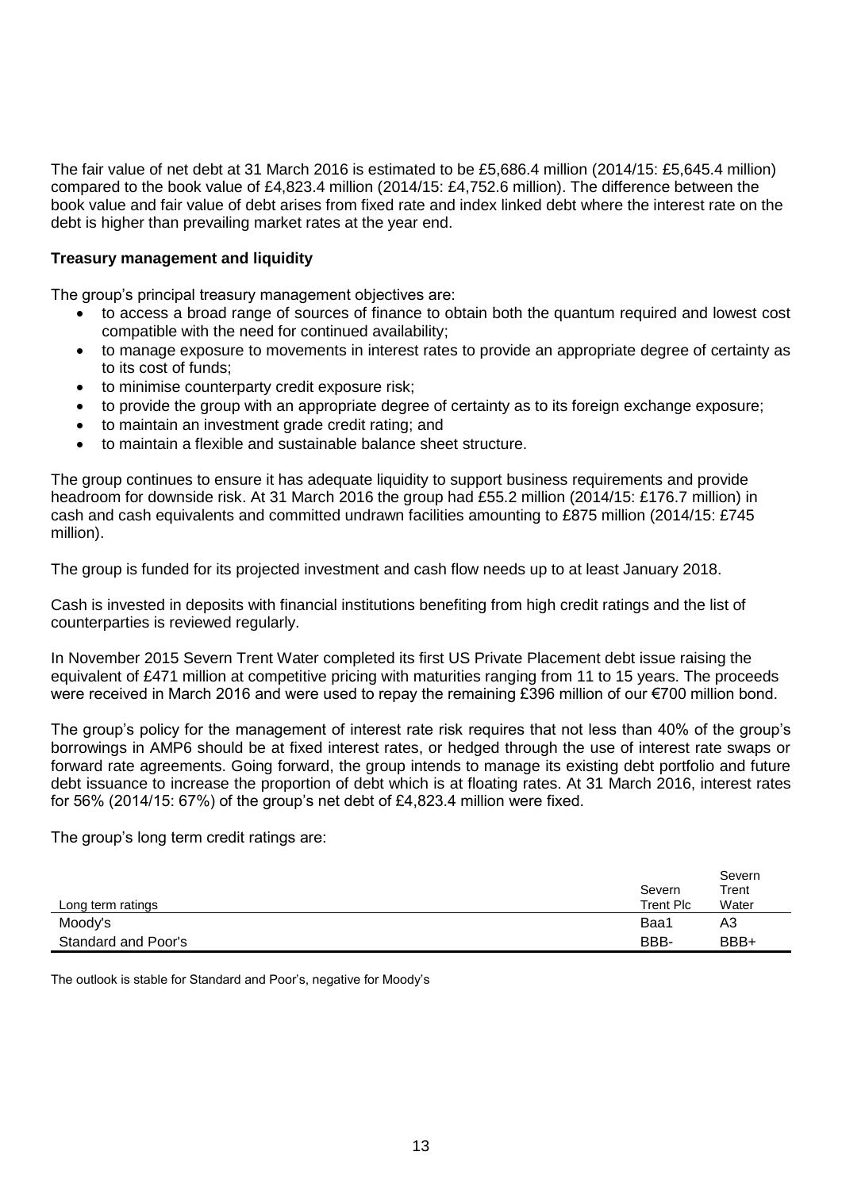The fair value of net debt at 31 March 2016 is estimated to be £5,686.4 million (2014/15: £5,645.4 million) compared to the book value of £4,823.4 million (2014/15: £4,752.6 million). The difference between the book value and fair value of debt arises from fixed rate and index linked debt where the interest rate on the debt is higher than prevailing market rates at the year end.

**Treasury management and liquidity**

The group's principal treasury management objectives are:

- to access a broad range of sources of finance to obtain both the quantum required and lowest cost compatible with the need for continued availability;
- to manage exposure to movements in interest rates to provide an appropriate degree of certainty as to its cost of funds;
- to minimise counterparty credit exposure risk;
- to provide the group with an appropriate degree of certainty as to its foreign exchange exposure;
- to maintain an investment grade credit rating; and
- to maintain a flexible and sustainable balance sheet structure.

The group continues to ensure it has adequate liquidity to support business requirements and provide headroom for downside risk. At 31 March 2016 the group had £55.2 million (2014/15: £176.7 million) in cash and cash equivalents and committed undrawn facilities amounting to £875 million (2014/15: £745 million).

The group is funded for its projected investment and cash flow needs up to at least January 2018.

Cash is invested in deposits with financial institutions benefiting from high credit ratings and the list of counterparties is reviewed regularly.

In November 2015 Severn Trent Water completed its first US Private Placement debt issue raising the equivalent of £471 million at competitive pricing with maturities ranging from 11 to 15 years. The proceeds were received in March 2016 and were used to repay the remaining £396 million of our €700 million bond.

The group's policy for the management of interest rate risk requires that not less than 40% of the group's borrowings in AMP6 should be at fixed interest rates, or hedged through the use of interest rate swaps or forward rate agreements. Going forward, the group intends to manage its existing debt portfolio and future debt issuance to increase the proportion of debt which is at floating rates. At 31 March 2016, interest rates for 56% (2014/15: 67%) of the group's net debt of £4,823.4 million were fixed.

The group's long term credit ratings are:

| Long term ratings | Severn Trent Plc | Severn Trent Water |
|---|---|---|
| Moody's | Baa1 | A3 |
| Standard and Poor's | BBB- | BBB+ |

The outlook is stable for Standard and Poor's, negative for Moody's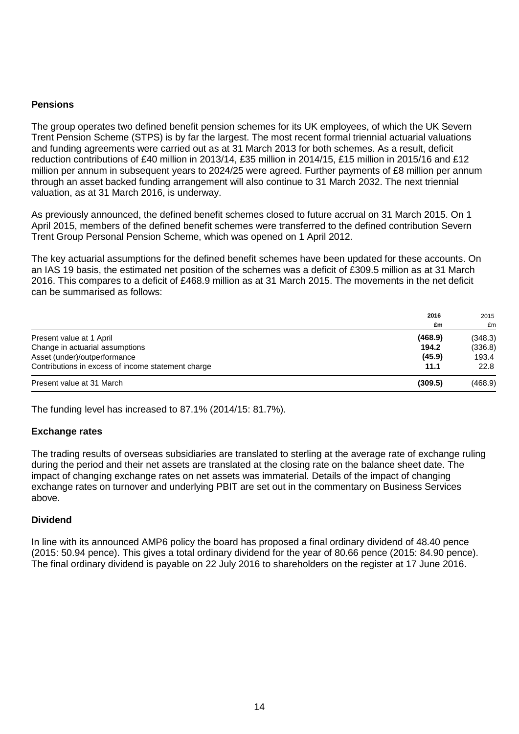## Pensions

The group operates two defined benefit pension schemes for its UK employees, of which the UK Severn Trent Pension Scheme (STPS) is by far the largest. The most recent formal triennial actuarial valuations and funding agreements were carried out as at 31 March 2013 for both schemes. As a result, deficit reduction contributions of £40 million in 2013/14, £35 million in 2014/15, £15 million in 2015/16 and £12 million per annum in subsequent years to 2024/25 were agreed. Further payments of £8 million per annum through an asset backed funding arrangement will also continue to 31 March 2032. The next triennial valuation, as at 31 March 2016, is underway.

As previously announced, the defined benefit schemes closed to future accrual on 31 March 2015. On 1 April 2015, members of the defined benefit schemes were transferred to the defined contribution Severn Trent Group Personal Pension Scheme, which was opened on 1 April 2012.

The key actuarial assumptions for the defined benefit schemes have been updated for these accounts. On an IAS 19 basis, the estimated net position of the schemes was a deficit of £309.5 million as at 31 March 2016. This compares to a deficit of £468.9 million as at 31 March 2015. The movements in the net deficit can be summarised as follows:

| | **2016** **£m** | 2015 £m |
|---|---|---|
| Present value at 1 April | **(468.9)** | (348.3) |
| Change in actuarial assumptions | **194.2** | (336.8) |
| Asset (under)/outperformance | **(45.9)** | 193.4 |
| Contributions in excess of income statement charge | **11.1** | 22.8 |
| Present value at 31 March | **(309.5)** | (468.9) |

The funding level has increased to 87.1% (2014/15: 81.7%).

## Exchange rates

The trading results of overseas subsidiaries are translated to sterling at the average rate of exchange ruling during the period and their net assets are translated at the closing rate on the balance sheet date. The impact of changing exchange rates on net assets was immaterial. Details of the impact of changing exchange rates on turnover and underlying PBIT are set out in the commentary on Business Services above.

## Dividend

In line with its announced AMP6 policy the board has proposed a final ordinary dividend of 48.40 pence (2015: 50.94 pence). This gives a total ordinary dividend for the year of 80.66 pence (2015: 84.90 pence). The final ordinary dividend is payable on 22 July 2016 to shareholders on the register at 17 June 2016.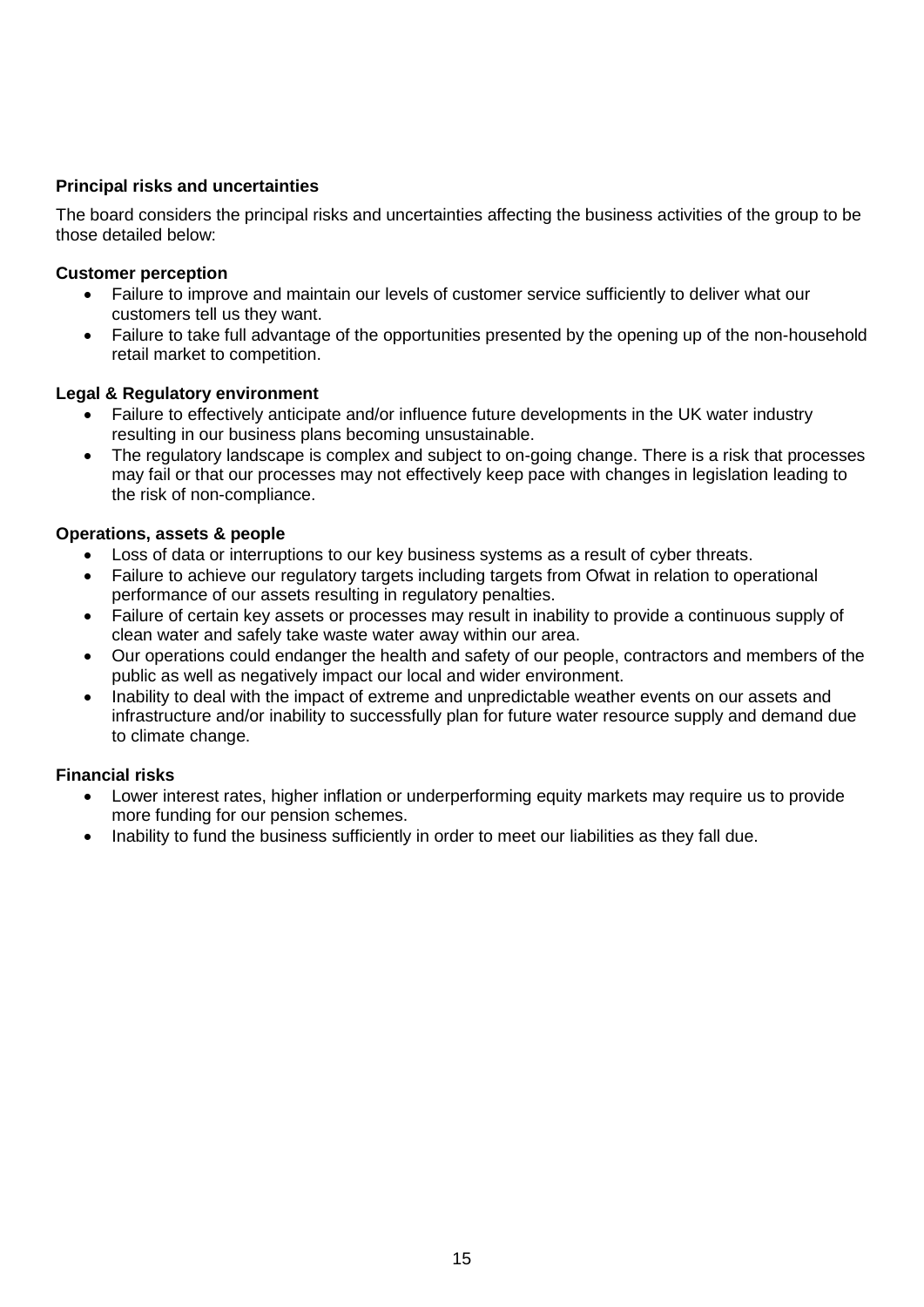**Principal risks and uncertainties**

The board considers the principal risks and uncertainties affecting the business activities of the group to be those detailed below:

**Customer perception**

- Failure to improve and maintain our levels of customer service sufficiently to deliver what our customers tell us they want.
- Failure to take full advantage of the opportunities presented by the opening up of the non-household retail market to competition.

**Legal & Regulatory environment**

- Failure to effectively anticipate and/or influence future developments in the UK water industry resulting in our business plans becoming unsustainable.
- The regulatory landscape is complex and subject to on-going change. There is a risk that processes may fail or that our processes may not effectively keep pace with changes in legislation leading to the risk of non-compliance.

**Operations, assets & people**

- Loss of data or interruptions to our key business systems as a result of cyber threats.
- Failure to achieve our regulatory targets including targets from Ofwat in relation to operational performance of our assets resulting in regulatory penalties.
- Failure of certain key assets or processes may result in inability to provide a continuous supply of clean water and safely take waste water away within our area.
- Our operations could endanger the health and safety of our people, contractors and members of the public as well as negatively impact our local and wider environment.
- Inability to deal with the impact of extreme and unpredictable weather events on our assets and infrastructure and/or inability to successfully plan for future water resource supply and demand due to climate change.

**Financial risks**

- Lower interest rates, higher inflation or underperforming equity markets may require us to provide more funding for our pension schemes.
- Inability to fund the business sufficiently in order to meet our liabilities as they fall due.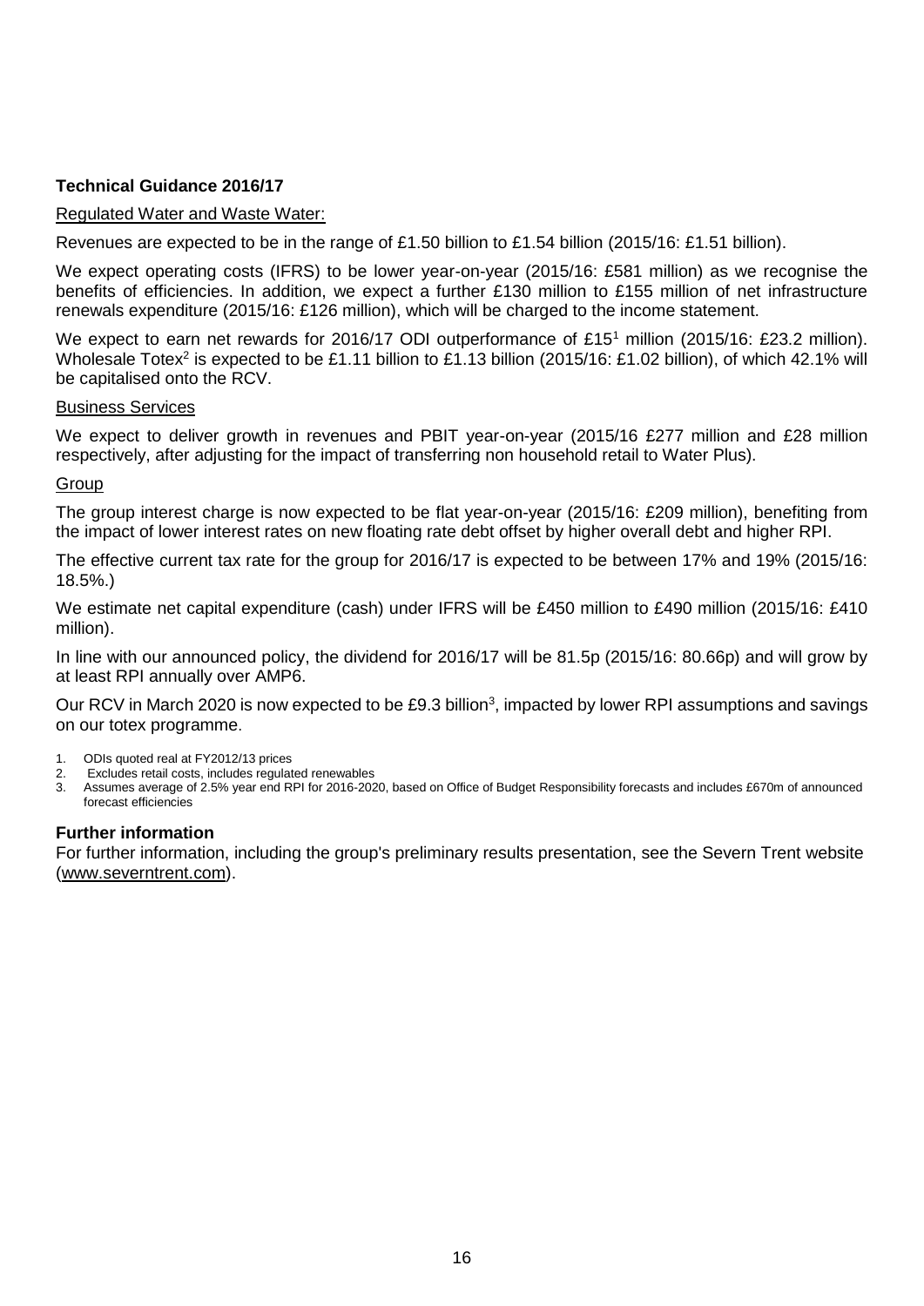### Technical Guidance 2016/17

Regulated Water and Waste Water:

Revenues are expected to be in the range of £1.50 billion to £1.54 billion (2015/16: £1.51 billion).

We expect operating costs (IFRS) to be lower year-on-year (2015/16: £581 million) as we recognise the benefits of efficiencies. In addition, we expect a further £130 million to £155 million of net infrastructure renewals expenditure (2015/16: £126 million), which will be charged to the income statement.

We expect to earn net rewards for 2016/17 ODI outperformance of £15[1] million (2015/16: £23.2 million). Wholesale Totex[2] is expected to be £1.11 billion to £1.13 billion (2015/16: £1.02 billion), of which 42.1% will be capitalised onto the RCV.

Business Services

We expect to deliver growth in revenues and PBIT year-on-year (2015/16 £277 million and £28 million respectively, after adjusting for the impact of transferring non household retail to Water Plus).

Group

The group interest charge is now expected to be flat year-on-year (2015/16: £209 million), benefiting from the impact of lower interest rates on new floating rate debt offset by higher overall debt and higher RPI.

The effective current tax rate for the group for 2016/17 is expected to be between 17% and 19% (2015/16: 18.5%.)

We estimate net capital expenditure (cash) under IFRS will be £450 million to £490 million (2015/16: £410 million).

In line with our announced policy, the dividend for 2016/17 will be 81.5p (2015/16: 80.66p) and will grow by at least RPI annually over AMP6.

Our RCV in March 2020 is now expected to be £9.3 billion[3], impacted by lower RPI assumptions and savings on our totex programme.

1. ODIs quoted real at FY2012/13 prices
2. Excludes retail costs, includes regulated renewables
3. Assumes average of 2.5% year end RPI for 2016-2020, based on Office of Budget Responsibility forecasts and includes £670m of announced forecast efficiencies

### Further information

For further information, including the group's preliminary results presentation, see the Severn Trent website (www.severntrent.com).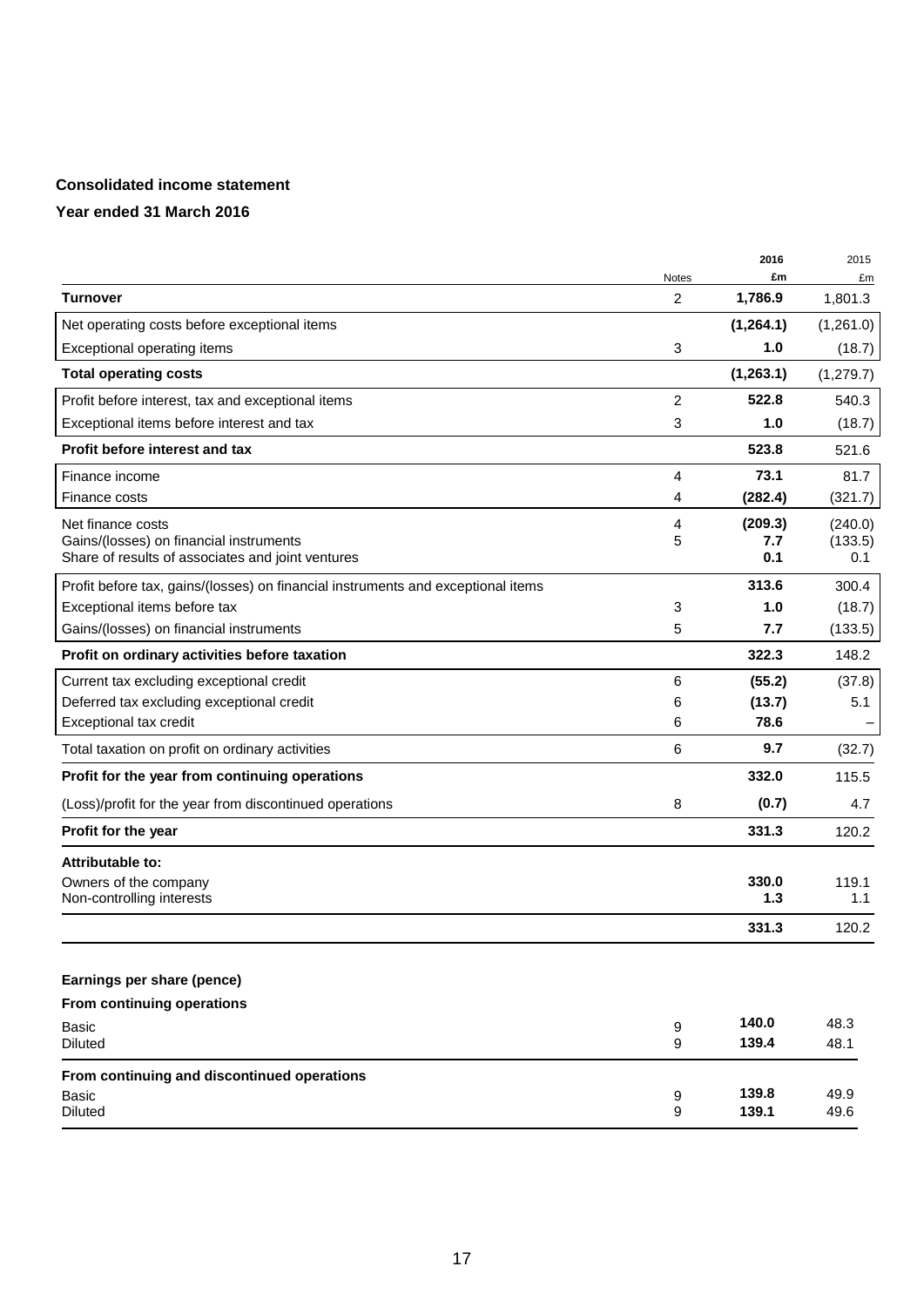**Consolidated income statement**

**Year ended 31 March 2016**

| | Notes | 2016 £m | 2015 £m |
|---|---|---|---|
| **Turnover** | 2 | **1,786.9** | 1,801.3 |
| Net operating costs before exceptional items | | **(1,264.1)** | (1,261.0) |
| Exceptional operating items | 3 | **1.0** | (18.7) |
| **Total operating costs** | | **(1,263.1)** | (1,279.7) |
| Profit before interest, tax and exceptional items | 2 | **522.8** | 540.3 |
| Exceptional items before interest and tax | 3 | **1.0** | (18.7) |
| **Profit before interest and tax** | | **523.8** | 521.6 |
| Finance income | 4 | **73.1** | 81.7 |
| Finance costs | 4 | **(282.4)** | (321.7) |
| Net finance costs | 4 | **(209.3)** | (240.0) |
| Gains/(losses) on financial instruments | 5 | **7.7** | (133.5) |
| Share of results of associates and joint ventures | | **0.1** | 0.1 |
| Profit before tax, gains/(losses) on financial instruments and exceptional items | | **313.6** | 300.4 |
| Exceptional items before tax | 3 | **1.0** | (18.7) |
| Gains/(losses) on financial instruments | 5 | **7.7** | (133.5) |
| **Profit on ordinary activities before taxation** | | **322.3** | 148.2 |
| Current tax excluding exceptional credit | 6 | **(55.2)** | (37.8) |
| Deferred tax excluding exceptional credit | 6 | **(13.7)** | 5.1 |
| Exceptional tax credit | 6 | **78.6** | – |
| Total taxation on profit on ordinary activities | 6 | **9.7** | (32.7) |
| **Profit for the year from continuing operations** | | **332.0** | 115.5 |
| (Loss)/profit for the year from discontinued operations | 8 | **(0.7)** | 4.7 |
| **Profit for the year** | | **331.3** | 120.2 |
| **Attributable to:** | | | |
| Owners of the company | | **330.0** | 119.1 |
| Non-controlling interests | | **1.3** | 1.1 |
| | | **331.3** | 120.2 |

| **Earnings per share (pence)** | | | |
|---|---|---|---|
| **From continuing operations** | | | |
| Basic | 9 | **140.0** | 48.3 |
| Diluted | 9 | **139.4** | 48.1 |
| **From continuing and discontinued operations** | | | |
| Basic | 9 | **139.8** | 49.9 |
| Diluted | 9 | **139.1** | 49.6 |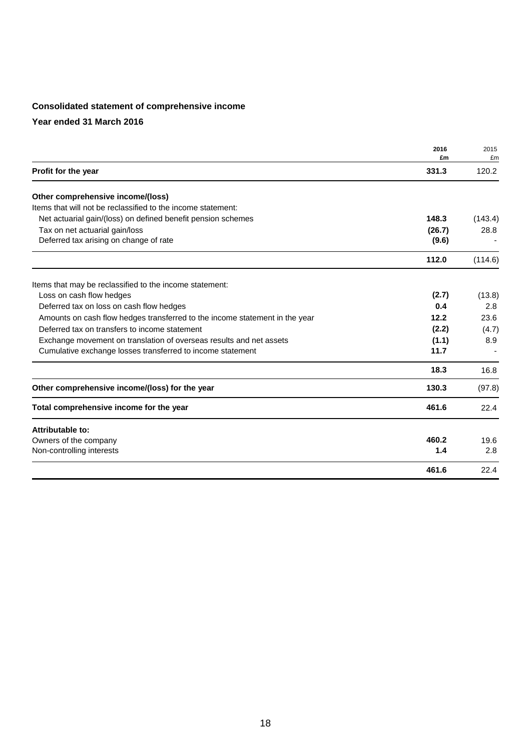**Consolidated statement of comprehensive income**

**Year ended 31 March 2016**

| | 2016 £m | 2015 £m |
|---|---|---|
| **Profit for the year** | **331.3** | 120.2 |
| **Other comprehensive income/(loss)** | | |
| Items that will not be reclassified to the income statement: | | |
| Net actuarial gain/(loss) on defined benefit pension schemes | **148.3** | (143.4) |
| Tax on net actuarial gain/loss | **(26.7)** | 28.8 |
| Deferred tax arising on change of rate | **(9.6)** | - |
| | **112.0** | (114.6) |
| Items that may be reclassified to the income statement: | | |
| Loss on cash flow hedges | **(2.7)** | (13.8) |
| Deferred tax on loss on cash flow hedges | **0.4** | 2.8 |
| Amounts on cash flow hedges transferred to the income statement in the year | **12.2** | 23.6 |
| Deferred tax on transfers to income statement | **(2.2)** | (4.7) |
| Exchange movement on translation of overseas results and net assets | **(1.1)** | 8.9 |
| Cumulative exchange losses transferred to income statement | **11.7** | - |
| | **18.3** | 16.8 |
| **Other comprehensive income/(loss) for the year** | **130.3** | (97.8) |
| **Total comprehensive income for the year** | **461.6** | 22.4 |
| **Attributable to:** | | |
| Owners of the company | **460.2** | 19.6 |
| Non-controlling interests | **1.4** | 2.8 |
| | **461.6** | 22.4 |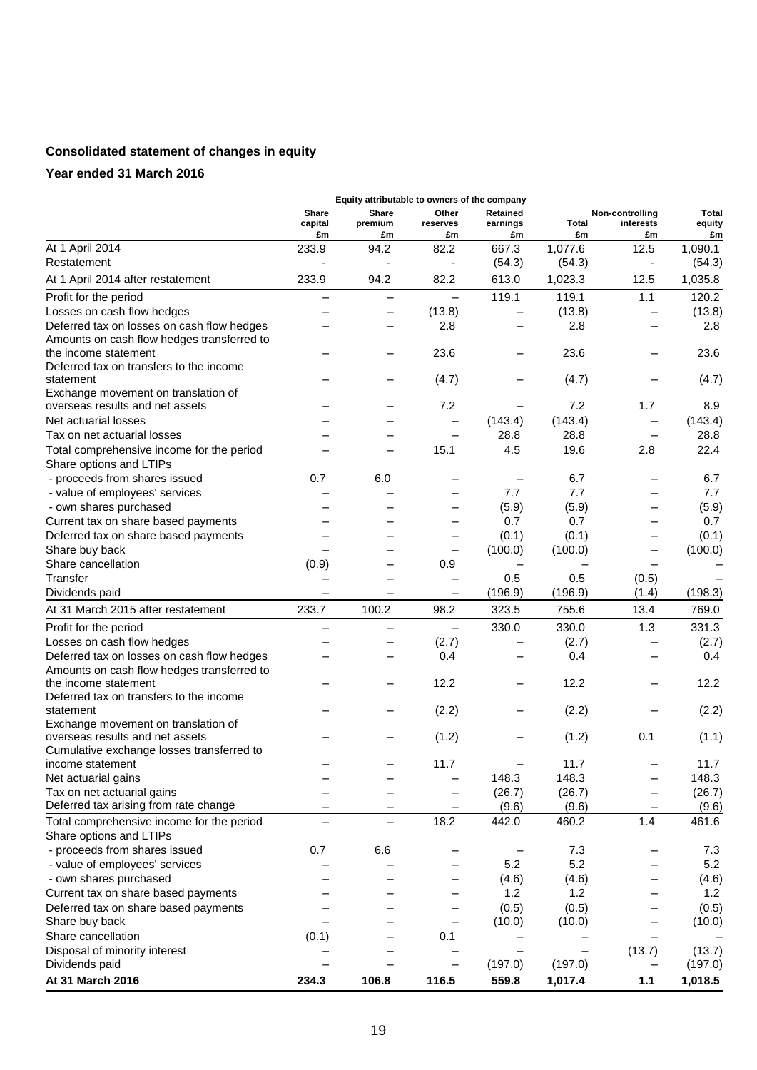## Consolidated statement of changes in equity

### Year ended 31 March 2016

| | Equity attributable to owners of the company | | | | | | |
|---|---|---|---|---|---|---|---|
| | Share capital £m | Share premium £m | Other reserves £m | Retained earnings £m | Total £m | Non-controlling interests £m | Total equity £m |
| At 1 April 2014 | 233.9 | 94.2 | 82.2 | 667.3 | 1,077.6 | 12.5 | 1,090.1 |
| Restatement | - | - | - | (54.3) | (54.3) | - | (54.3) |
| At 1 April 2014 after restatement | 233.9 | 94.2 | 82.2 | 613.0 | 1,023.3 | 12.5 | 1,035.8 |
| Profit for the period | – | – | – | 119.1 | 119.1 | 1.1 | 120.2 |
| Losses on cash flow hedges | – | – | (13.8) | – | (13.8) | – | (13.8) |
| Deferred tax on losses on cash flow hedges | – | – | 2.8 | – | 2.8 | – | 2.8 |
| Amounts on cash flow hedges transferred to the income statement | – | – | 23.6 | – | 23.6 | – | 23.6 |
| Deferred tax on transfers to the income statement | – | – | (4.7) | – | (4.7) | – | (4.7) |
| Exchange movement on translation of overseas results and net assets | – | – | 7.2 | – | 7.2 | 1.7 | 8.9 |
| Net actuarial losses | – | – | – | (143.4) | (143.4) | – | (143.4) |
| Tax on net actuarial losses | – | – | – | 28.8 | 28.8 | – | 28.8 |
| Total comprehensive income for the period | – | – | 15.1 | 4.5 | 19.6 | 2.8 | 22.4 |
| Share options and LTIPs | | | | | | | |
| - proceeds from shares issued | 0.7 | 6.0 | – | – | 6.7 | – | 6.7 |
| - value of employees' services | – | – | – | 7.7 | 7.7 | – | 7.7 |
| - own shares purchased | – | – | – | (5.9) | (5.9) | – | (5.9) |
| Current tax on share based payments | – | – | – | 0.7 | 0.7 | – | 0.7 |
| Deferred tax on share based payments | – | – | – | (0.1) | (0.1) | – | (0.1) |
| Share buy back | – | – | – | (100.0) | (100.0) | – | (100.0) |
| Share cancellation | (0.9) | – | 0.9 | – | – | – | – |
| Transfer | – | – | – | 0.5 | 0.5 | (0.5) | – |
| Dividends paid | – | – | – | (196.9) | (196.9) | (1.4) | (198.3) |
| At 31 March 2015 after restatement | 233.7 | 100.2 | 98.2 | 323.5 | 755.6 | 13.4 | 769.0 |
| Profit for the period | – | – | – | 330.0 | 330.0 | 1.3 | 331.3 |
| Losses on cash flow hedges | – | – | (2.7) | – | (2.7) | – | (2.7) |
| Deferred tax on losses on cash flow hedges | – | – | 0.4 | – | 0.4 | – | 0.4 |
| Amounts on cash flow hedges transferred to the income statement | – | – | 12.2 | – | 12.2 | – | 12.2 |
| Deferred tax on transfers to the income statement | – | – | (2.2) | – | (2.2) | – | (2.2) |
| Exchange movement on translation of overseas results and net assets | – | – | (1.2) | – | (1.2) | 0.1 | (1.1) |
| Cumulative exchange losses transferred to income statement | – | – | 11.7 | – | 11.7 | – | 11.7 |
| Net actuarial gains | – | – | – | 148.3 | 148.3 | – | 148.3 |
| Tax on net actuarial gains | – | – | – | (26.7) | (26.7) | – | (26.7) |
| Deferred tax arising from rate change | – | – | – | (9.6) | (9.6) | – | (9.6) |
| Total comprehensive income for the period | – | – | 18.2 | 442.0 | 460.2 | 1.4 | 461.6 |
| Share options and LTIPs | | | | | | | |
| - proceeds from shares issued | 0.7 | 6.6 | – | – | 7.3 | – | 7.3 |
| - value of employees' services | – | – | – | 5.2 | 5.2 | – | 5.2 |
| - own shares purchased | – | – | – | (4.6) | (4.6) | – | (4.6) |
| Current tax on share based payments | – | – | – | 1.2 | 1.2 | – | 1.2 |
| Deferred tax on share based payments | – | – | – | (0.5) | (0.5) | – | (0.5) |
| Share buy back | – | – | – | (10.0) | (10.0) | – | (10.0) |
| Share cancellation | (0.1) | – | 0.1 | – | – | – | – |
| Disposal of minority interest | – | – | – | – | – | (13.7) | (13.7) |
| Dividends paid | – | – | – | (197.0) | (197.0) | – | (197.0) |
| **At 31 March 2016** | **234.3** | **106.8** | **116.5** | **559.8** | **1,017.4** | **1.1** | **1,018.5** |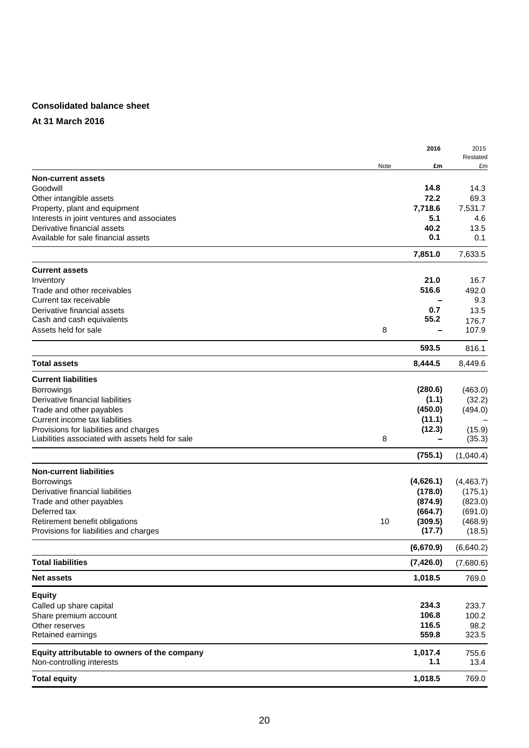## Consolidated balance sheet

### At 31 March 2016

| | Note | 2016 £m | 2015 Restated £m |
|---|---|---|---|
| **Non-current assets** | | | |
| Goodwill | | **14.8** | 14.3 |
| Other intangible assets | | **72.2** | 69.3 |
| Property, plant and equipment | | **7,718.6** | 7,531.7 |
| Interests in joint ventures and associates | | **5.1** | 4.6 |
| Derivative financial assets | | **40.2** | 13.5 |
| Available for sale financial assets | | **0.1** | 0.1 |
| | | **7,851.0** | 7,633.5 |
| **Current assets** | | | |
| Inventory | | **21.0** | 16.7 |
| Trade and other receivables | | **516.6** | 492.0 |
| Current tax receivable | | **–** | 9.3 |
| Derivative financial assets | | **0.7** | 13.5 |
| Cash and cash equivalents | | **55.2** | 176.7 |
| Assets held for sale | 8 | **–** | 107.9 |
| | | **593.5** | 816.1 |
| **Total assets** | | **8,444.5** | 8,449.6 |
| **Current liabilities** | | | |
| Borrowings | | **(280.6)** | (463.0) |
| Derivative financial liabilities | | **(1.1)** | (32.2) |
| Trade and other payables | | **(450.0)** | (494.0) |
| Current income tax liabilities | | **(11.1)** | – |
| Provisions for liabilities and charges | | **(12.3)** | (15.9) |
| Liabilities associated with assets held for sale | 8 | **–** | (35.3) |
| | | **(755.1)** | (1,040.4) |
| **Non-current liabilities** | | | |
| Borrowings | | **(4,626.1)** | (4,463.7) |
| Derivative financial liabilities | | **(178.0)** | (175.1) |
| Trade and other payables | | **(874.9)** | (823.0) |
| Deferred tax | | **(664.7)** | (691.0) |
| Retirement benefit obligations | 10 | **(309.5)** | (468.9) |
| Provisions for liabilities and charges | | **(17.7)** | (18.5) |
| | | **(6,670.9)** | (6,640.2) |
| **Total liabilities** | | **(7,426.0)** | (7,680.6) |
| **Net assets** | | **1,018.5** | 769.0 |
| **Equity** | | | |
| Called up share capital | | **234.3** | 233.7 |
| Share premium account | | **106.8** | 100.2 |
| Other reserves | | **116.5** | 98.2 |
| Retained earnings | | **559.8** | 323.5 |
| **Equity attributable to owners of the company** | | **1,017.4** | 755.6 |
| Non-controlling interests | | **1.1** | 13.4 |
| **Total equity** | | **1,018.5** | 769.0 |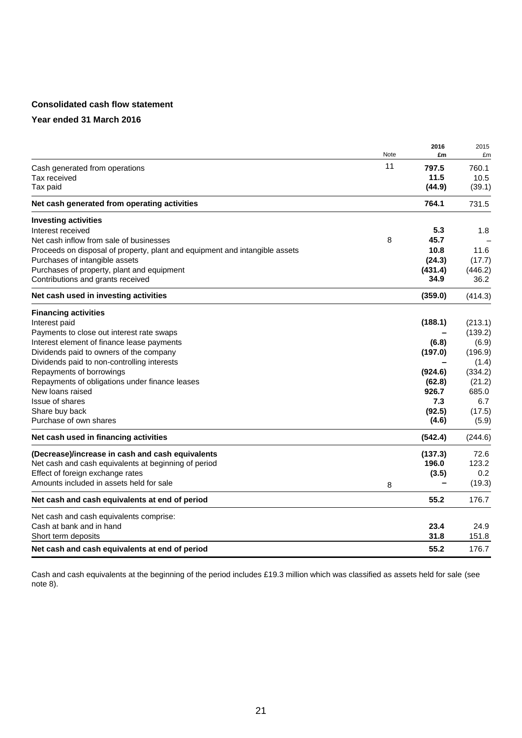**Consolidated cash flow statement**

**Year ended 31 March 2016**

| | Note | 2016 £m | 2015 £m |
|---|---|---|---|
| Cash generated from operations | 11 | **797.5** | 760.1 |
| Tax received | | **11.5** | 10.5 |
| Tax paid | | **(44.9)** | (39.1) |
| **Net cash generated from operating activities** | | **764.1** | 731.5 |
| **Investing activities** | | | |
| Interest received | | **5.3** | 1.8 |
| Net cash inflow from sale of businesses | 8 | **45.7** | – |
| Proceeds on disposal of property, plant and equipment and intangible assets | | **10.8** | 11.6 |
| Purchases of intangible assets | | **(24.3)** | (17.7) |
| Purchases of property, plant and equipment | | **(431.4)** | (446.2) |
| Contributions and grants received | | **34.9** | 36.2 |
| **Net cash used in investing activities** | | **(359.0)** | (414.3) |
| **Financing activities** | | | |
| Interest paid | | **(188.1)** | (213.1) |
| Payments to close out interest rate swaps | | **–** | (139.2) |
| Interest element of finance lease payments | | **(6.8)** | (6.9) |
| Dividends paid to owners of the company | | **(197.0)** | (196.9) |
| Dividends paid to non-controlling interests | | **–** | (1.4) |
| Repayments of borrowings | | **(924.6)** | (334.2) |
| Repayments of obligations under finance leases | | **(62.8)** | (21.2) |
| New loans raised | | **926.7** | 685.0 |
| Issue of shares | | **7.3** | 6.7 |
| Share buy back | | **(92.5)** | (17.5) |
| Purchase of own shares | | **(4.6)** | (5.9) |
| **Net cash used in financing activities** | | **(542.4)** | (244.6) |
| **(Decrease)/increase in cash and cash equivalents** | | **(137.3)** | 72.6 |
| Net cash and cash equivalents at beginning of period | | **196.0** | 123.2 |
| Effect of foreign exchange rates | | **(3.5)** | 0.2 |
| Amounts included in assets held for sale | 8 | **–** | (19.3) |
| **Net cash and cash equivalents at end of period** | | **55.2** | 176.7 |
| Net cash and cash equivalents comprise: | | | |
| Cash at bank and in hand | | **23.4** | 24.9 |
| Short term deposits | | **31.8** | 151.8 |
| **Net cash and cash equivalents at end of period** | | **55.2** | 176.7 |

Cash and cash equivalents at the beginning of the period includes £19.3 million which was classified as assets held for sale (see note 8).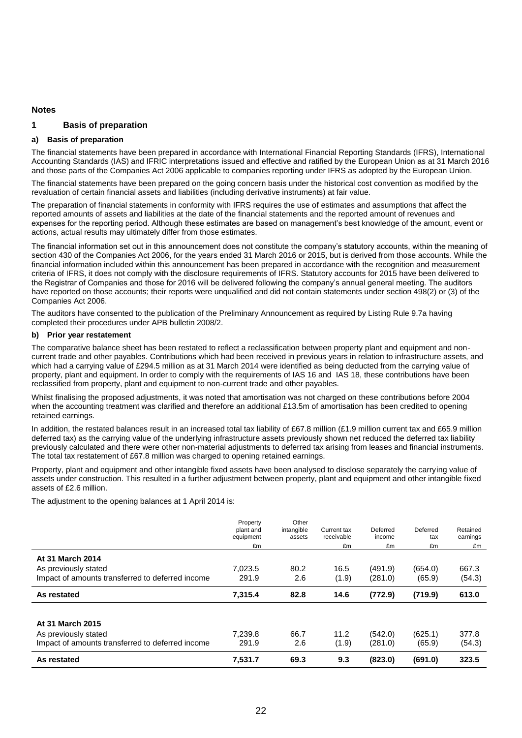## Notes

### 1 Basis of preparation

**a) Basis of preparation**

The financial statements have been prepared in accordance with International Financial Reporting Standards (IFRS), International Accounting Standards (IAS) and IFRIC interpretations issued and effective and ratified by the European Union as at 31 March 2016 and those parts of the Companies Act 2006 applicable to companies reporting under IFRS as adopted by the European Union.

The financial statements have been prepared on the going concern basis under the historical cost convention as modified by the revaluation of certain financial assets and liabilities (including derivative instruments) at fair value.

The preparation of financial statements in conformity with IFRS requires the use of estimates and assumptions that affect the reported amounts of assets and liabilities at the date of the financial statements and the reported amount of revenues and expenses for the reporting period. Although these estimates are based on management's best knowledge of the amount, event or actions, actual results may ultimately differ from those estimates.

The financial information set out in this announcement does not constitute the company's statutory accounts, within the meaning of section 430 of the Companies Act 2006, for the years ended 31 March 2016 or 2015, but is derived from those accounts. While the financial information included within this announcement has been prepared in accordance with the recognition and measurement criteria of IFRS, it does not comply with the disclosure requirements of IFRS. Statutory accounts for 2015 have been delivered to the Registrar of Companies and those for 2016 will be delivered following the company's annual general meeting. The auditors have reported on those accounts; their reports were unqualified and did not contain statements under section 498(2) or (3) of the Companies Act 2006.

The auditors have consented to the publication of the Preliminary Announcement as required by Listing Rule 9.7a having completed their procedures under APB bulletin 2008/2.

**b) Prior year restatement**

The comparative balance sheet has been restated to reflect a reclassification between property plant and equipment and non-current trade and other payables. Contributions which had been received in previous years in relation to infrastructure assets, and which had a carrying value of £294.5 million as at 31 March 2014 were identified as being deducted from the carrying value of property, plant and equipment. In order to comply with the requirements of IAS 16 and IAS 18, these contributions have been reclassified from property, plant and equipment to non-current trade and other payables.

Whilst finalising the proposed adjustments, it was noted that amortisation was not charged on these contributions before 2004 when the accounting treatment was clarified and therefore an additional £13.5m of amortisation has been credited to opening retained earnings.

In addition, the restated balances result in an increased total tax liability of £67.8 million (£1.9 million current tax and £65.9 million deferred tax) as the carrying value of the underlying infrastructure assets previously shown net reduced the deferred tax liability previously calculated and there were other non-material adjustments to deferred tax arising from leases and financial instruments. The total tax restatement of £67.8 million was charged to opening retained earnings.

Property, plant and equipment and other intangible fixed assets have been analysed to disclose separately the carrying value of assets under construction. This resulted in a further adjustment between property, plant and equipment and other intangible fixed assets of £2.6 million.

The adjustment to the opening balances at 1 April 2014 is:

| | Property plant and equipment | Other intangible assets | Current tax receivable | Deferred income | Deferred tax | Retained earnings |
|---|---|---|---|---|---|---|
| | £m | | £m | £m | £m | £m |
| **At 31 March 2014** | | | | | | |
| As previously stated | 7,023.5 | 80.2 | 16.5 | (491.9) | (654.0) | 667.3 |
| Impact of amounts transferred to deferred income | 291.9 | 2.6 | (1.9) | (281.0) | (65.9) | (54.3) |
| **As restated** | **7,315.4** | **82.8** | **14.6** | **(772.9)** | **(719.9)** | **613.0** |
| | | | | | | |
| **At 31 March 2015** | | | | | | |
| As previously stated | 7,239.8 | 66.7 | 11.2 | (542.0) | (625.1) | 377.8 |
| Impact of amounts transferred to deferred income | 291.9 | 2.6 | (1.9) | (281.0) | (65.9) | (54.3) |
| **As restated** | **7,531.7** | **69.3** | **9.3** | **(823.0)** | **(691.0)** | **323.5** |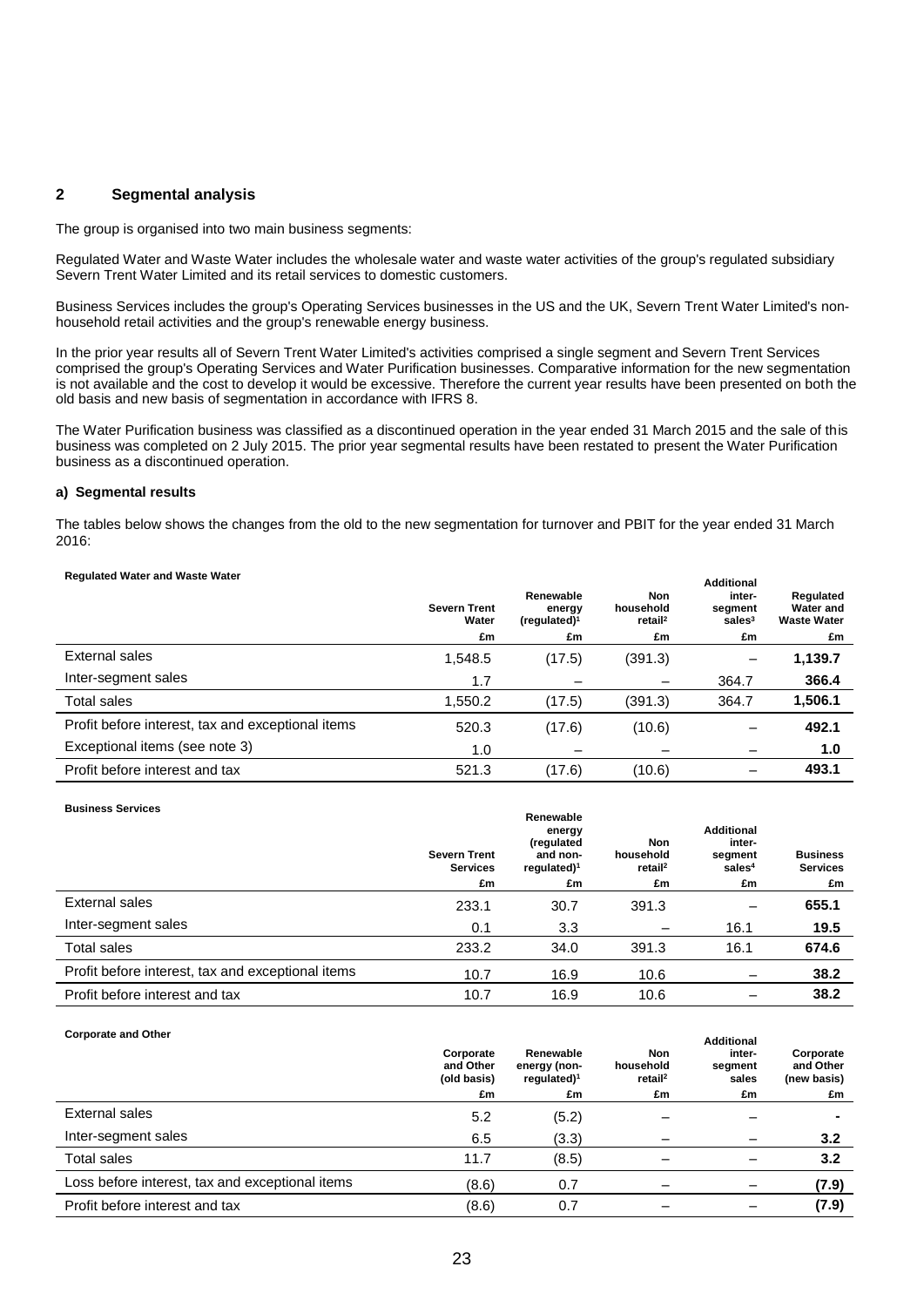## 2 Segmental analysis

The group is organised into two main business segments:

Regulated Water and Waste Water includes the wholesale water and waste water activities of the group's regulated subsidiary Severn Trent Water Limited and its retail services to domestic customers.

Business Services includes the group's Operating Services businesses in the US and the UK, Severn Trent Water Limited's non-household retail activities and the group's renewable energy business.

In the prior year results all of Severn Trent Water Limited's activities comprised a single segment and Severn Trent Services comprised the group's Operating Services and Water Purification businesses. Comparative information for the new segmentation is not available and the cost to develop it would be excessive. Therefore the current year results have been presented on both the old basis and new basis of segmentation in accordance with IFRS 8.

The Water Purification business was classified as a discontinued operation in the year ended 31 March 2015 and the sale of this business was completed on 2 July 2015. The prior year segmental results have been restated to present the Water Purification business as a discontinued operation.

### a) Segmental results

The tables below shows the changes from the old to the new segmentation for turnover and PBIT for the year ended 31 March 2016:

**Regulated Water and Waste Water**

| | Severn Trent Water | Renewable energy (regulated)[1] | Non household retail[2] | Additional inter-segment sales[3] | Regulated Water and Waste Water |
|---|---|---|---|---|---|
| | £m | £m | £m | £m | £m |
| External sales | 1,548.5 | (17.5) | (391.3) | – | **1,139.7** |
| Inter-segment sales | 1.7 | – | – | 364.7 | **366.4** |
| Total sales | 1,550.2 | (17.5) | (391.3) | 364.7 | **1,506.1** |
| Profit before interest, tax and exceptional items | 520.3 | (17.6) | (10.6) | – | **492.1** |
| Exceptional items (see note 3) | 1.0 | – | – | – | **1.0** |
| Profit before interest and tax | 521.3 | (17.6) | (10.6) | – | **493.1** |

**Business Services**

| | Severn Trent Services | Renewable energy (regulated and non-regulated)[1] | Non household retail[2] | Additional inter-segment sales[4] | Business Services |
|---|---|---|---|---|---|
| | £m | £m | £m | £m | £m |
| External sales | 233.1 | 30.7 | 391.3 | – | **655.1** |
| Inter-segment sales | 0.1 | 3.3 | – | 16.1 | **19.5** |
| Total sales | 233.2 | 34.0 | 391.3 | 16.1 | **674.6** |
| Profit before interest, tax and exceptional items | 10.7 | 16.9 | 10.6 | – | **38.2** |
| Profit before interest and tax | 10.7 | 16.9 | 10.6 | – | **38.2** |

**Corporate and Other**

| | Corporate and Other (old basis) | Renewable energy (non-regulated)[1] | Non household retail[2] | Additional inter-segment sales | Corporate and Other (new basis) |
|---|---|---|---|---|---|
| | £m | £m | £m | £m | £m |
| External sales | 5.2 | (5.2) | – | – | **-** |
| Inter-segment sales | 6.5 | (3.3) | – | – | **3.2** |
| Total sales | 11.7 | (8.5) | – | – | **3.2** |
| Loss before interest, tax and exceptional items | (8.6) | 0.7 | – | – | **(7.9)** |
| Profit before interest and tax | (8.6) | 0.7 | – | – | **(7.9)** |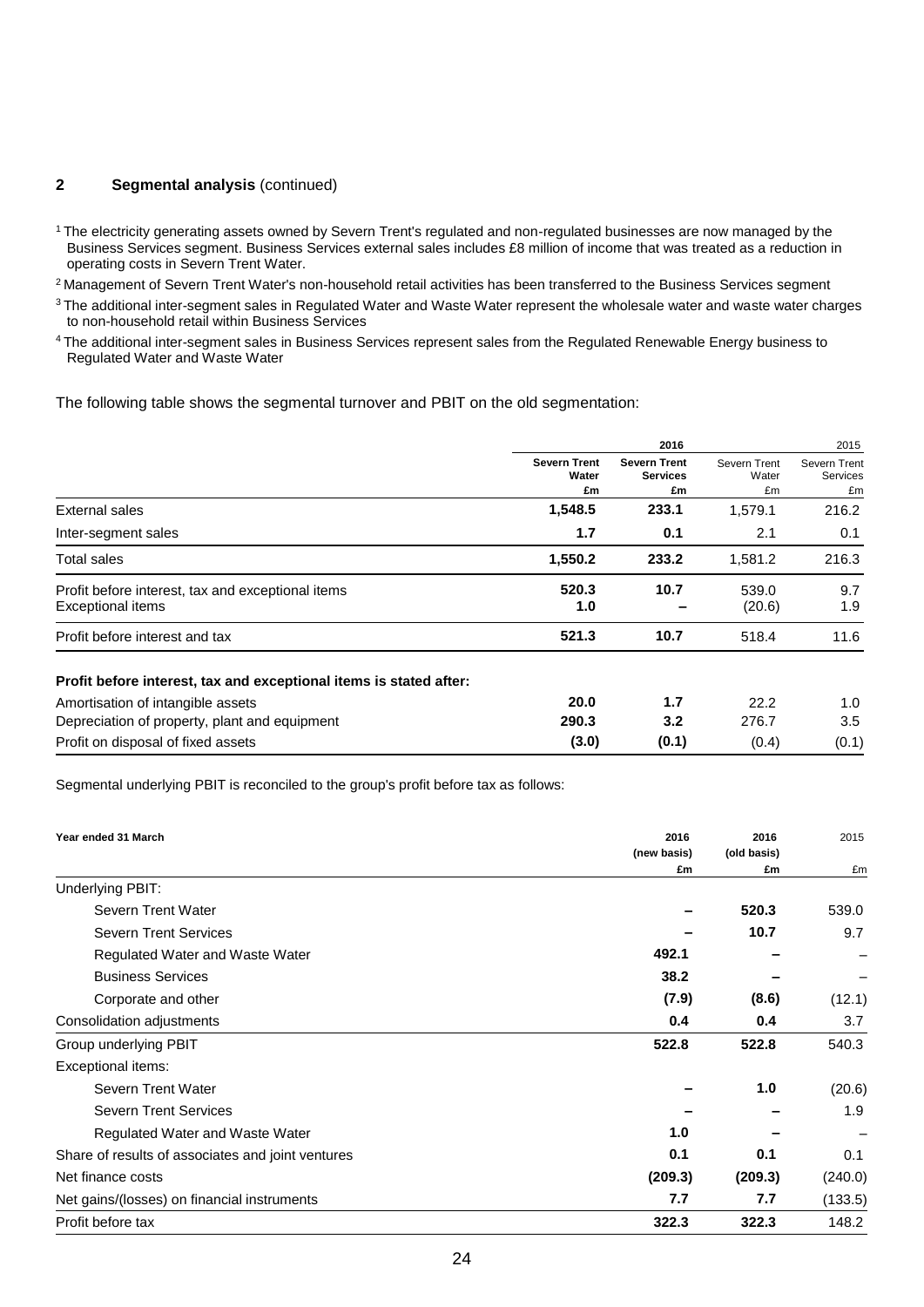## 2 Segmental analysis (continued)

[1] The electricity generating assets owned by Severn Trent's regulated and non-regulated businesses are now managed by the Business Services segment. Business Services external sales includes £8 million of income that was treated as a reduction in operating costs in Severn Trent Water.

[2] Management of Severn Trent Water's non-household retail activities has been transferred to the Business Services segment

[3] The additional inter-segment sales in Regulated Water and Waste Water represent the wholesale water and waste water charges to non-household retail within Business Services

[4] The additional inter-segment sales in Business Services represent sales from the Regulated Renewable Energy business to Regulated Water and Waste Water

The following table shows the segmental turnover and PBIT on the old segmentation:

| | 2016 | | 2015 | |
|---|---|---|---|---|
| | **Severn Trent Water £m** | **Severn Trent Services £m** | Severn Trent Water £m | Severn Trent Services £m |
| External sales | **1,548.5** | **233.1** | 1,579.1 | 216.2 |
| Inter-segment sales | **1.7** | **0.1** | 2.1 | 0.1 |
| Total sales | **1,550.2** | **233.2** | 1,581.2 | 216.3 |
| Profit before interest, tax and exceptional items | **520.3** | **10.7** | 539.0 | 9.7 |
| Exceptional items | **1.0** | **–** | (20.6) | 1.9 |
| Profit before interest and tax | **521.3** | **10.7** | 518.4 | 11.6 |
| **Profit before interest, tax and exceptional items is stated after:** | | | | |
| Amortisation of intangible assets | **20.0** | **1.7** | 22.2 | 1.0 |
| Depreciation of property, plant and equipment | **290.3** | **3.2** | 276.7 | 3.5 |
| Profit on disposal of fixed assets | **(3.0)** | **(0.1)** | (0.4) | (0.1) |

Segmental underlying PBIT is reconciled to the group's profit before tax as follows:

| Year ended 31 March | 2016 (new basis) £m | 2016 (old basis) £m | 2015 £m |
|---|---|---|---|
| Underlying PBIT: | | | |
| Severn Trent Water | **–** | **520.3** | 539.0 |
| Severn Trent Services | **–** | **10.7** | 9.7 |
| Regulated Water and Waste Water | **492.1** | **–** | – |
| Business Services | **38.2** | **–** | – |
| Corporate and other | **(7.9)** | **(8.6)** | (12.1) |
| Consolidation adjustments | **0.4** | **0.4** | 3.7 |
| Group underlying PBIT | **522.8** | **522.8** | 540.3 |
| Exceptional items: | | | |
| Severn Trent Water | **–** | **1.0** | (20.6) |
| Severn Trent Services | **–** | **–** | 1.9 |
| Regulated Water and Waste Water | **1.0** | **–** | – |
| Share of results of associates and joint ventures | **0.1** | **0.1** | 0.1 |
| Net finance costs | **(209.3)** | **(209.3)** | (240.0) |
| Net gains/(losses) on financial instruments | **7.7** | **7.7** | (133.5) |
| Profit before tax | **322.3** | **322.3** | 148.2 |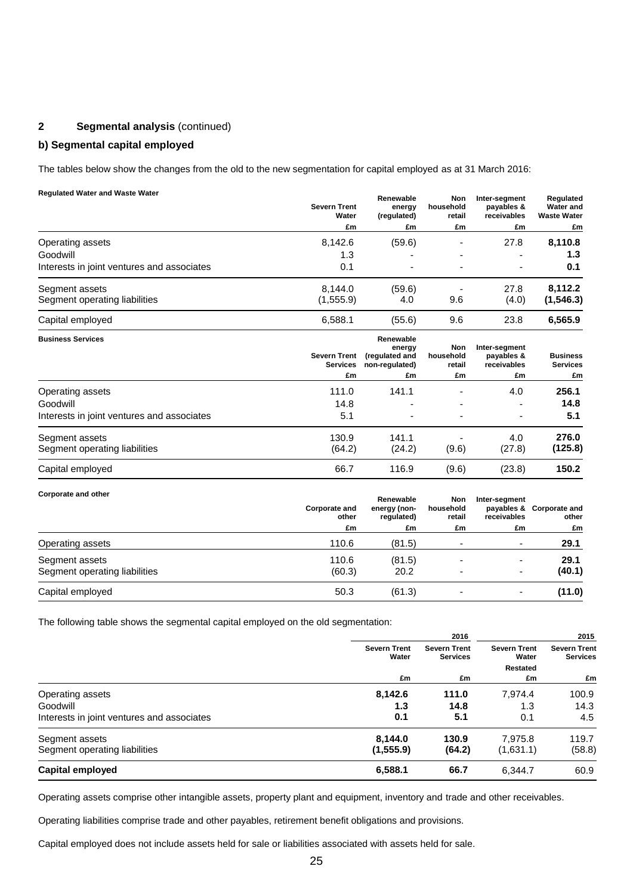## 2 Segmental analysis (continued)

### b) Segmental capital employed

The tables below show the changes from the old to the new segmentation for capital employed as at 31 March 2016:

**Regulated Water and Waste Water**

| | Severn Trent Water | Renewable energy (regulated) | Non household retail | Inter-segment payables & receivables | Regulated Water and Waste Water |
|---|---|---|---|---|---|
| | £m | £m | £m | £m | £m |
| Operating assets | 8,142.6 | (59.6) | - | 27.8 | **8,110.8** |
| Goodwill | 1.3 | - | - | - | **1.3** |
| Interests in joint ventures and associates | 0.1 | - | - | - | **0.1** |
| Segment assets | 8,144.0 | (59.6) | - | 27.8 | **8,112.2** |
| Segment operating liabilities | (1,555.9) | 4.0 | 9.6 | (4.0) | **(1,546.3)** |
| Capital employed | 6,588.1 | (55.6) | 9.6 | 23.8 | **6,565.9** |

**Business Services**

| | Severn Trent Services | Renewable energy (regulated and non-regulated) | Non household retail | Inter-segment payables & receivables | Business Services |
|---|---|---|---|---|---|
| | £m | £m | £m | £m | £m |
| Operating assets | 111.0 | 141.1 | - | 4.0 | **256.1** |
| Goodwill | 14.8 | - | - | - | **14.8** |
| Interests in joint ventures and associates | 5.1 | - | - | - | **5.1** |
| Segment assets | 130.9 | 141.1 | - | 4.0 | **276.0** |
| Segment operating liabilities | (64.2) | (24.2) | (9.6) | (27.8) | **(125.8)** |
| Capital employed | 66.7 | 116.9 | (9.6) | (23.8) | **150.2** |

**Corporate and other**

| | Corporate and other | Renewable energy (non-regulated) | Non household retail | Inter-segment payables & receivables | Corporate and other |
|---|---|---|---|---|---|
| | £m | £m | £m | £m | £m |
| Operating assets | 110.6 | (81.5) | - | - | **29.1** |
| Segment assets | 110.6 | (81.5) | - | - | **29.1** |
| Segment operating liabilities | (60.3) | 20.2 | - | - | **(40.1)** |
| Capital employed | 50.3 | (61.3) | - | - | **(11.0)** |

The following table shows the segmental capital employed on the old segmentation:

| | 2016 | | 2015 | |
|---|---|---|---|---|
| | Severn Trent Water | Severn Trent Services | Severn Trent Water Restated | Severn Trent Services |
| | £m | £m | £m | £m |
| Operating assets | **8,142.6** | **111.0** | 7,974.4 | 100.9 |
| Goodwill | **1.3** | **14.8** | 1.3 | 14.3 |
| Interests in joint ventures and associates | **0.1** | **5.1** | 0.1 | 4.5 |
| Segment assets | **8,144.0** | **130.9** | 7,975.8 | 119.7 |
| Segment operating liabilities | **(1,555.9)** | **(64.2)** | (1,631.1) | (58.8) |
| **Capital employed** | **6,588.1** | **66.7** | 6,344.7 | 60.9 |

Operating assets comprise other intangible assets, property plant and equipment, inventory and trade and other receivables.

Operating liabilities comprise trade and other payables, retirement benefit obligations and provisions.

Capital employed does not include assets held for sale or liabilities associated with assets held for sale.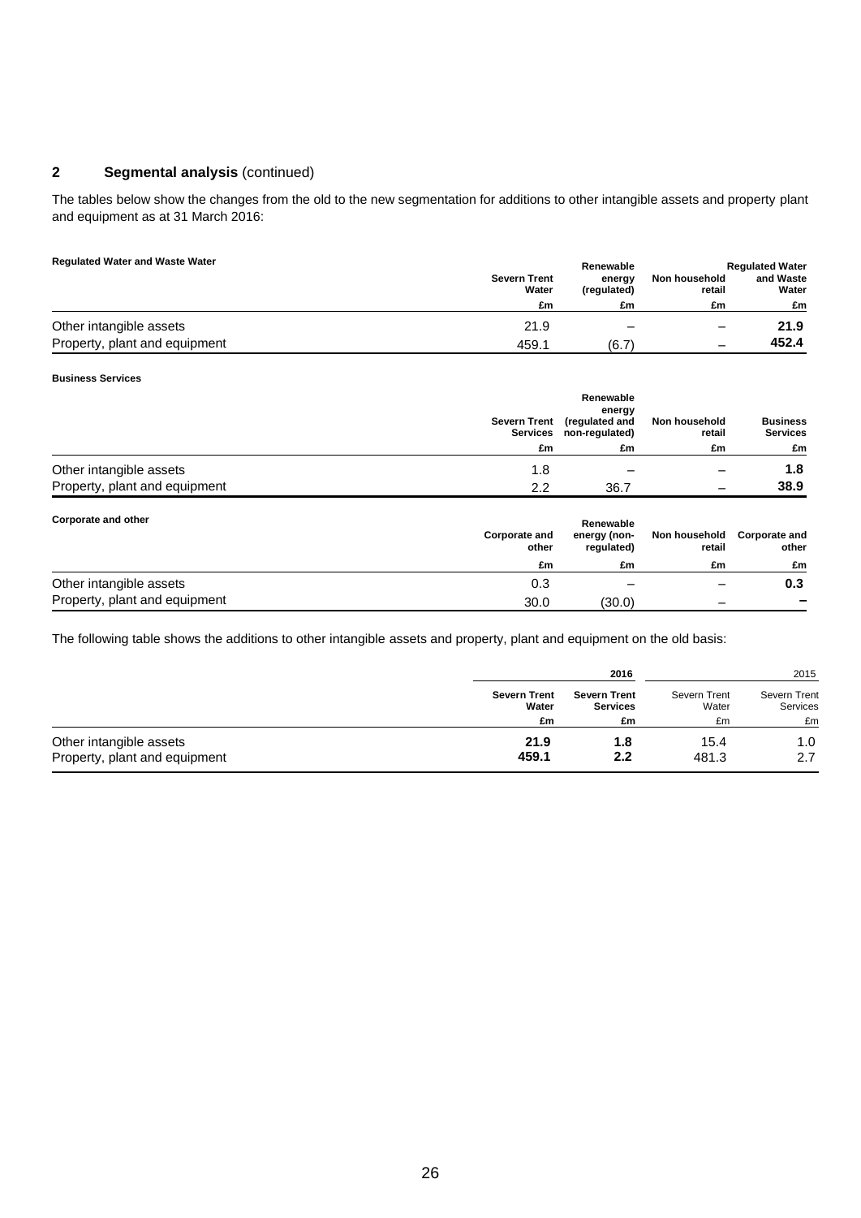## 2 Segmental analysis (continued)

The tables below show the changes from the old to the new segmentation for additions to other intangible assets and property plant and equipment as at 31 March 2016:

**Regulated Water and Waste Water**

| | Severn Trent Water | Renewable energy (regulated) | Non household retail | Regulated Water and Waste Water |
|---|---|---|---|---|
| | £m | £m | £m | £m |
| Other intangible assets | 21.9 | – | – | **21.9** |
| Property, plant and equipment | 459.1 | (6.7) | – | **452.4** |

**Business Services**

| | Severn Trent Services | Renewable energy (regulated and non-regulated) | Non household retail | Business Services |
|---|---|---|---|---|
| | £m | £m | £m | £m |
| Other intangible assets | 1.8 | – | – | **1.8** |
| Property, plant and equipment | 2.2 | 36.7 | – | **38.9** |

**Corporate and other**

| | Corporate and other | Renewable energy (non-regulated) | Non household retail | Corporate and other |
|---|---|---|---|---|
| | £m | £m | £m | £m |
| Other intangible assets | 0.3 | – | – | **0.3** |
| Property, plant and equipment | 30.0 | (30.0) | – | **–** |

The following table shows the additions to other intangible assets and property, plant and equipment on the old basis:

| | 2016 | | 2015 | |
|---|---|---|---|---|
| | Severn Trent Water | Severn Trent Services | Severn Trent Water | Severn Trent Services |
| | £m | £m | £m | £m |
| Other intangible assets | **21.9** | **1.8** | 15.4 | 1.0 |
| Property, plant and equipment | **459.1** | **2.2** | 481.3 | 2.7 |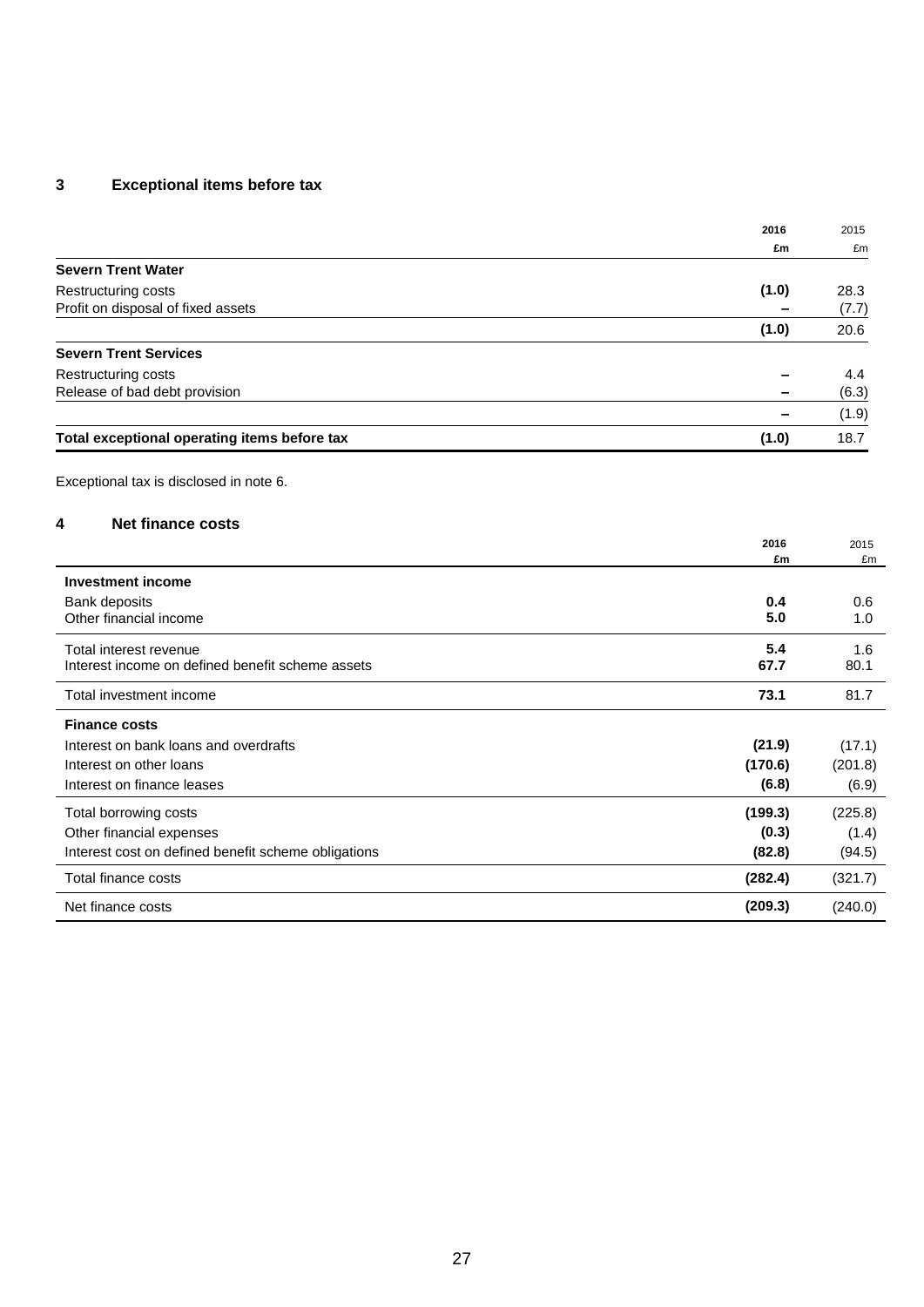## 3 Exceptional items before tax

| | 2016 £m | 2015 £m |
|---|---|---|
| **Severn Trent Water** | | |
| Restructuring costs | **(1.0)** | 28.3 |
| Profit on disposal of fixed assets | **–** | (7.7) |
| | **(1.0)** | 20.6 |
| **Severn Trent Services** | | |
| Restructuring costs | **–** | 4.4 |
| Release of bad debt provision | **–** | (6.3) |
| | **–** | (1.9) |
| **Total exceptional operating items before tax** | **(1.0)** | 18.7 |

Exceptional tax is disclosed in note 6.

## 4 Net finance costs

| | 2016 £m | 2015 £m |
|---|---|---|
| **Investment income** | | |
| Bank deposits | **0.4** | 0.6 |
| Other financial income | **5.0** | 1.0 |
| Total interest revenue | **5.4** | 1.6 |
| Interest income on defined benefit scheme assets | **67.7** | 80.1 |
| Total investment income | **73.1** | 81.7 |
| **Finance costs** | | |
| Interest on bank loans and overdrafts | **(21.9)** | (17.1) |
| Interest on other loans | **(170.6)** | (201.8) |
| Interest on finance leases | **(6.8)** | (6.9) |
| Total borrowing costs | **(199.3)** | (225.8) |
| Other financial expenses | **(0.3)** | (1.4) |
| Interest cost on defined benefit scheme obligations | **(82.8)** | (94.5) |
| Total finance costs | **(282.4)** | (321.7) |
| Net finance costs | **(209.3)** | (240.0) |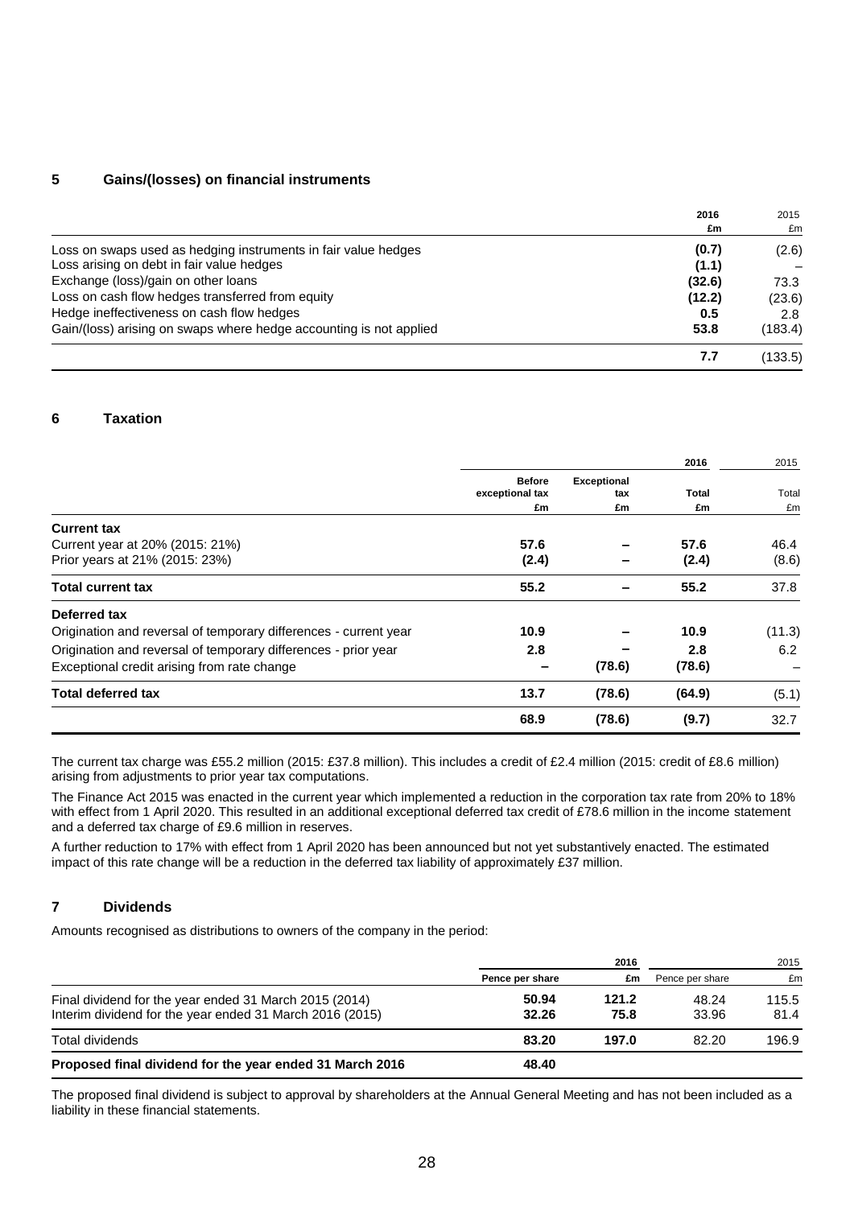## 5 Gains/(losses) on financial instruments

| | 2016 £m | 2015 £m |
|---|---|---|
| Loss on swaps used as hedging instruments in fair value hedges | **(0.7)** | (2.6) |
| Loss arising on debt in fair value hedges | **(1.1)** | – |
| Exchange (loss)/gain on other loans | **(32.6)** | 73.3 |
| Loss on cash flow hedges transferred from equity | **(12.2)** | (23.6) |
| Hedge ineffectiveness on cash flow hedges | **0.5** | 2.8 |
| Gain/(loss) arising on swaps where hedge accounting is not applied | **53.8** | (183.4) |
| | **7.7** | (133.5) |

## 6 Taxation

| | | | 2016 | 2015 |
|---|---|---|---|---|
| | **Before exceptional tax £m** | **Exceptional tax £m** | **Total £m** | Total £m |
| **Current tax** | | | | |
| Current year at 20% (2015: 21%) | **57.6** | **–** | **57.6** | 46.4 |
| Prior years at 21% (2015: 23%) | **(2.4)** | **–** | **(2.4)** | (8.6) |
| **Total current tax** | **55.2** | **–** | **55.2** | 37.8 |
| **Deferred tax** | | | | |
| Origination and reversal of temporary differences - current year | **10.9** | **–** | **10.9** | (11.3) |
| Origination and reversal of temporary differences - prior year | **2.8** | **–** | **2.8** | 6.2 |
| Exceptional credit arising from rate change | **–** | **(78.6)** | **(78.6)** | – |
| **Total deferred tax** | **13.7** | **(78.6)** | **(64.9)** | (5.1) |
| | **68.9** | **(78.6)** | **(9.7)** | 32.7 |

The current tax charge was £55.2 million (2015: £37.8 million). This includes a credit of £2.4 million (2015: credit of £8.6 million) arising from adjustments to prior year tax computations.

The Finance Act 2015 was enacted in the current year which implemented a reduction in the corporation tax rate from 20% to 18% with effect from 1 April 2020. This resulted in an additional exceptional deferred tax credit of £78.6 million in the income statement and a deferred tax charge of £9.6 million in reserves.

A further reduction to 17% with effect from 1 April 2020 has been announced but not yet substantively enacted. The estimated impact of this rate change will be a reduction in the deferred tax liability of approximately £37 million.

## 7 Dividends

Amounts recognised as distributions to owners of the company in the period:

| | 2016 | | 2015 | |
|---|---|---|---|---|
| | **Pence per share** | **£m** | Pence per share | £m |
| Final dividend for the year ended 31 March 2015 (2014) | **50.94** | **121.2** | 48.24 | 115.5 |
| Interim dividend for the year ended 31 March 2016 (2015) | **32.26** | **75.8** | 33.96 | 81.4 |
| Total dividends | **83.20** | **197.0** | 82.20 | 196.9 |
| **Proposed final dividend for the year ended 31 March 2016** | **48.40** | | | |

The proposed final dividend is subject to approval by shareholders at the Annual General Meeting and has not been included as a liability in these financial statements.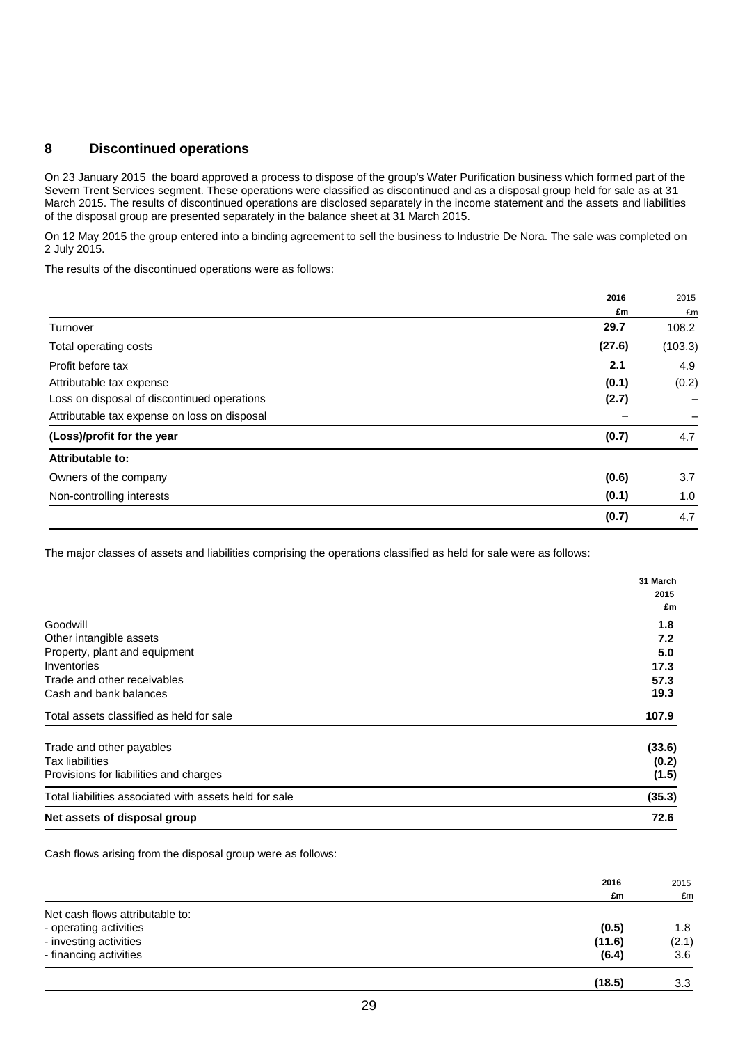## 8 Discontinued operations

On 23 January 2015 the board approved a process to dispose of the group's Water Purification business which formed part of the Severn Trent Services segment. These operations were classified as discontinued and as a disposal group held for sale as at 31 March 2015. The results of discontinued operations are disclosed separately in the income statement and the assets and liabilities of the disposal group are presented separately in the balance sheet at 31 March 2015.

On 12 May 2015 the group entered into a binding agreement to sell the business to Industrie De Nora. The sale was completed on 2 July 2015.

The results of the discontinued operations were as follows:

| | **2016** | 2015 |
|---|---|---|
| | **£m** | £m |
| Turnover | **29.7** | 108.2 |
| Total operating costs | **(27.6)** | (103.3) |
| Profit before tax | **2.1** | 4.9 |
| Attributable tax expense | **(0.1)** | (0.2) |
| Loss on disposal of discontinued operations | **(2.7)** | – |
| Attributable tax expense on loss on disposal | **–** | – |
| **(Loss)/profit for the year** | **(0.7)** | 4.7 |
| **Attributable to:** | | |
| Owners of the company | **(0.6)** | 3.7 |
| Non-controlling interests | **(0.1)** | 1.0 |
| | **(0.7)** | 4.7 |

The major classes of assets and liabilities comprising the operations classified as held for sale were as follows:

| | **31 March 2015** |
|---|---|
| | **£m** |
| Goodwill | **1.8** |
| Other intangible assets | **7.2** |
| Property, plant and equipment | **5.0** |
| Inventories | **17.3** |
| Trade and other receivables | **57.3** |
| Cash and bank balances | **19.3** |
| Total assets classified as held for sale | **107.9** |
| Trade and other payables | **(33.6)** |
| Tax liabilities | **(0.2)** |
| Provisions for liabilities and charges | **(1.5)** |
| Total liabilities associated with assets held for sale | **(35.3)** |
| **Net assets of disposal group** | **72.6** |

Cash flows arising from the disposal group were as follows:

| | **2016** | 2015 |
|---|---|---|
| | **£m** | £m |
| Net cash flows attributable to: | | |
| - operating activities | **(0.5)** | 1.8 |
| - investing activities | **(11.6)** | (2.1) |
| - financing activities | **(6.4)** | 3.6 |
| | **(18.5)** | 3.3 |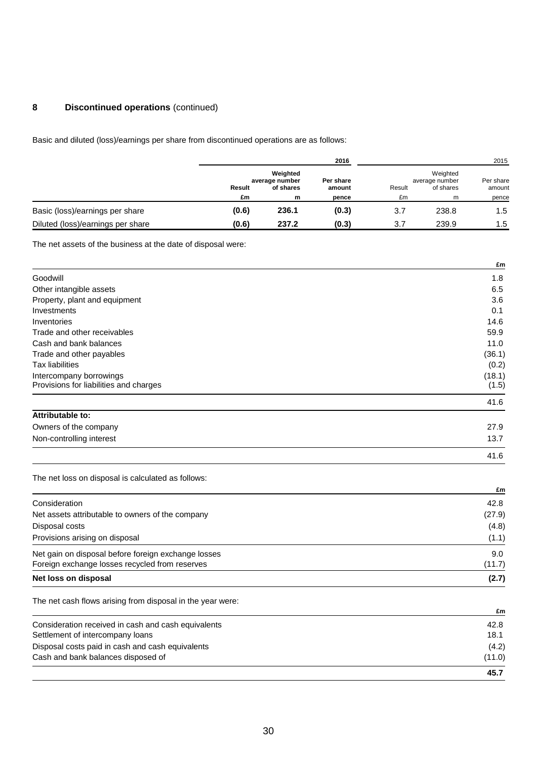## 8 **Discontinued operations** (continued)

Basic and diluted (loss)/earnings per share from discontinued operations are as follows:

| | **2016** | | | 2015 | | |
|---|---|---|---|---|---|---|
| | **Result** | **Weighted average number of shares** | **Per share amount** | Result | Weighted average number of shares | Per share amount |
| | **£m** | **m** | **pence** | £m | m | pence |
| Basic (loss)/earnings per share | **(0.6)** | **236.1** | **(0.3)** | 3.7 | 238.8 | 1.5 |
| Diluted (loss)/earnings per share | **(0.6)** | **237.2** | **(0.3)** | 3.7 | 239.9 | 1.5 |

The net assets of the business at the date of disposal were:

| | **£m** |
|---|---|
| Goodwill | 1.8 |
| Other intangible assets | 6.5 |
| Property, plant and equipment | 3.6 |
| Investments | 0.1 |
| Inventories | 14.6 |
| Trade and other receivables | 59.9 |
| Cash and bank balances | 11.0 |
| Trade and other payables | (36.1) |
| Tax liabilities | (0.2) |
| Intercompany borrowings | (18.1) |
| Provisions for liabilities and charges | (1.5) |
| | 41.6 |
| **Attributable to:** | |
| Owners of the company | 27.9 |
| Non-controlling interest | 13.7 |
| | 41.6 |

The net loss on disposal is calculated as follows:

| | **£m** |
|---|---|
| Consideration | 42.8 |
| Net assets attributable to owners of the company | (27.9) |
| Disposal costs | (4.8) |
| Provisions arising on disposal | (1.1) |
| Net gain on disposal before foreign exchange losses | 9.0 |
| Foreign exchange losses recycled from reserves | (11.7) |
| **Net loss on disposal** | **(2.7)** |

The net cash flows arising from disposal in the year were:

| | **£m** |
|---|---|
| Consideration received in cash and cash equivalents | 42.8 |
| Settlement of intercompany loans | 18.1 |
| Disposal costs paid in cash and cash equivalents | (4.2) |
| Cash and bank balances disposed of | (11.0) |
| | **45.7** |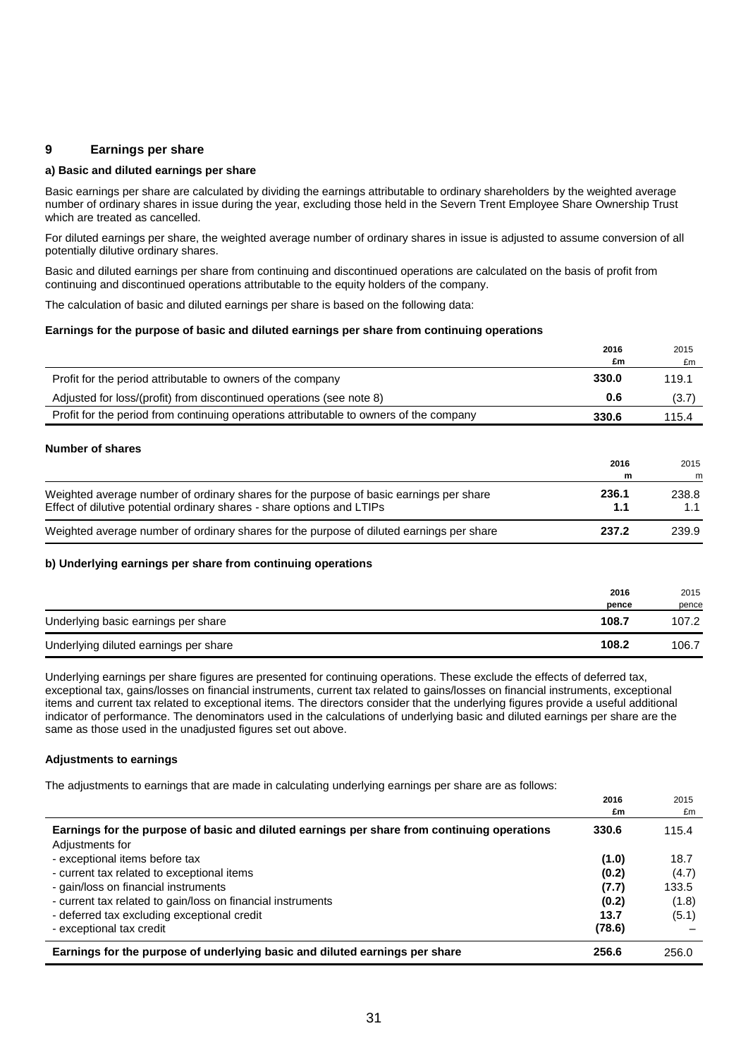## 9 Earnings per share

### a) Basic and diluted earnings per share

Basic earnings per share are calculated by dividing the earnings attributable to ordinary shareholders by the weighted average number of ordinary shares in issue during the year, excluding those held in the Severn Trent Employee Share Ownership Trust which are treated as cancelled.

For diluted earnings per share, the weighted average number of ordinary shares in issue is adjusted to assume conversion of all potentially dilutive ordinary shares.

Basic and diluted earnings per share from continuing and discontinued operations are calculated on the basis of profit from continuing and discontinued operations attributable to the equity holders of the company.

The calculation of basic and diluted earnings per share is based on the following data:

**Earnings for the purpose of basic and diluted earnings per share from continuing operations**

| | 2016 £m | 2015 £m |
|---|---|---|
| Profit for the period attributable to owners of the company | **330.0** | 119.1 |
| Adjusted for loss/(profit) from discontinued operations (see note 8) | **0.6** | (3.7) |
| Profit for the period from continuing operations attributable to owners of the company | **330.6** | 115.4 |

**Number of shares**

| | 2016 m | 2015 m |
|---|---|---|
| Weighted average number of ordinary shares for the purpose of basic earnings per share | **236.1** | 238.8 |
| Effect of dilutive potential ordinary shares - share options and LTIPs | **1.1** | 1.1 |
| Weighted average number of ordinary shares for the purpose of diluted earnings per share | **237.2** | 239.9 |

### b) Underlying earnings per share from continuing operations

| | 2016 pence | 2015 pence |
|---|---|---|
| Underlying basic earnings per share | **108.7** | 107.2 |
| Underlying diluted earnings per share | **108.2** | 106.7 |

Underlying earnings per share figures are presented for continuing operations. These exclude the effects of deferred tax, exceptional tax, gains/losses on financial instruments, current tax related to gains/losses on financial instruments, exceptional items and current tax related to exceptional items. The directors consider that the underlying figures provide a useful additional indicator of performance. The denominators used in the calculations of underlying basic and diluted earnings per share are the same as those used in the unadjusted figures set out above.

**Adjustments to earnings**

The adjustments to earnings that are made in calculating underlying earnings per share are as follows:

| | 2016 £m | 2015 £m |
|---|---|---|
| **Earnings for the purpose of basic and diluted earnings per share from continuing operations** | **330.6** | 115.4 |
| Adjustments for | | |
| - exceptional items before tax | **(1.0)** | 18.7 |
| - current tax related to exceptional items | **(0.2)** | (4.7) |
| - gain/loss on financial instruments | **(7.7)** | 133.5 |
| - current tax related to gain/loss on financial instruments | **(0.2)** | (1.8) |
| - deferred tax excluding exceptional credit | **13.7** | (5.1) |
| - exceptional tax credit | **(78.6)** | – |
| **Earnings for the purpose of underlying basic and diluted earnings per share** | **256.6** | 256.0 |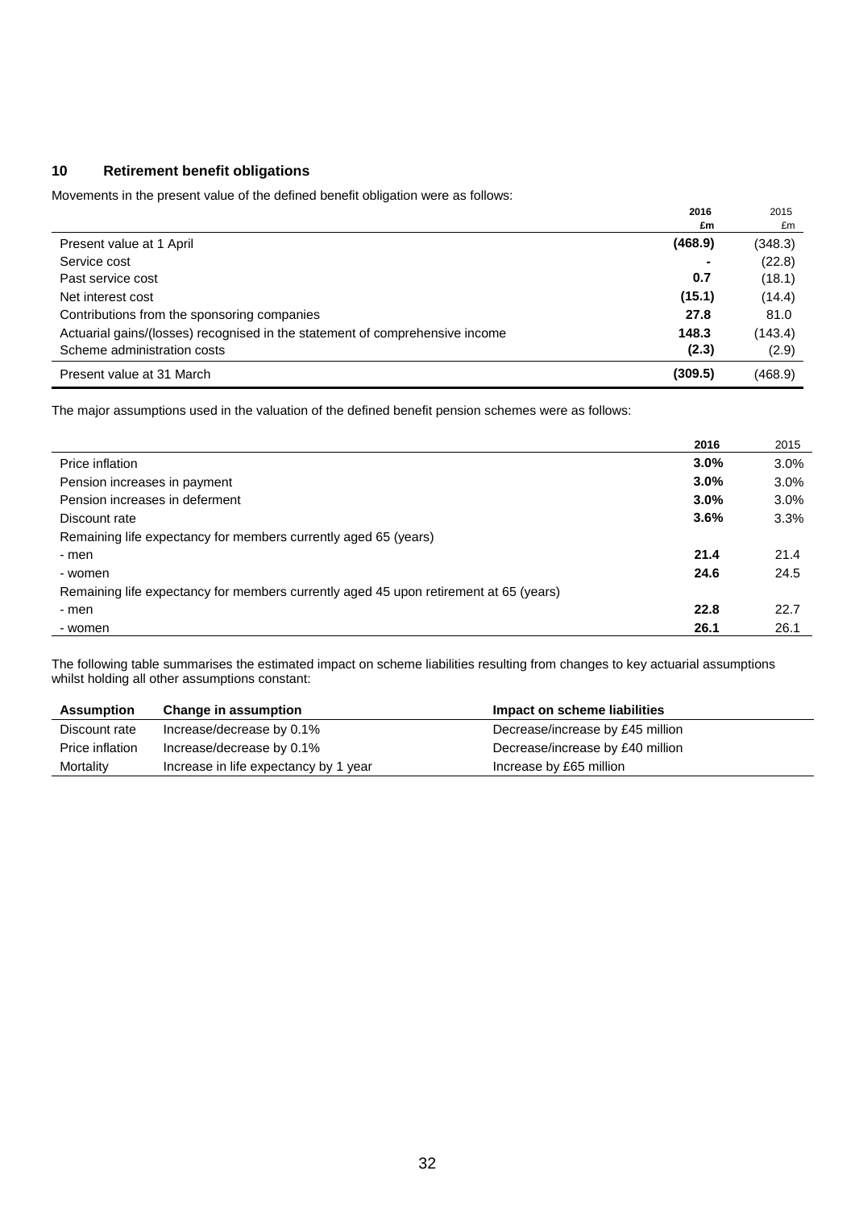## 10 Retirement benefit obligations

Movements in the present value of the defined benefit obligation were as follows:

| | 2016 £m | 2015 £m |
|---|---|---|
| Present value at 1 April | **(468.9)** | (348.3) |
| Service cost | **-** | (22.8) |
| Past service cost | **0.7** | (18.1) |
| Net interest cost | **(15.1)** | (14.4) |
| Contributions from the sponsoring companies | **27.8** | 81.0 |
| Actuarial gains/(losses) recognised in the statement of comprehensive income | **148.3** | (143.4) |
| Scheme administration costs | **(2.3)** | (2.9) |
| Present value at 31 March | **(309.5)** | (468.9) |

The major assumptions used in the valuation of the defined benefit pension schemes were as follows:

| | 2016 | 2015 |
|---|---|---|
| Price inflation | **3.0%** | 3.0% |
| Pension increases in payment | **3.0%** | 3.0% |
| Pension increases in deferment | **3.0%** | 3.0% |
| Discount rate | **3.6%** | 3.3% |
| Remaining life expectancy for members currently aged 65 (years) | | |
| - men | **21.4** | 21.4 |
| - women | **24.6** | 24.5 |
| Remaining life expectancy for members currently aged 45 upon retirement at 65 (years) | | |
| - men | **22.8** | 22.7 |
| - women | **26.1** | 26.1 |

The following table summarises the estimated impact on scheme liabilities resulting from changes to key actuarial assumptions whilst holding all other assumptions constant:

| Assumption | Change in assumption | Impact on scheme liabilities |
|---|---|---|
| Discount rate | Increase/decrease by 0.1% | Decrease/increase by £45 million |
| Price inflation | Increase/decrease by 0.1% | Decrease/increase by £40 million |
| Mortality | Increase in life expectancy by 1 year | Increase by £65 million |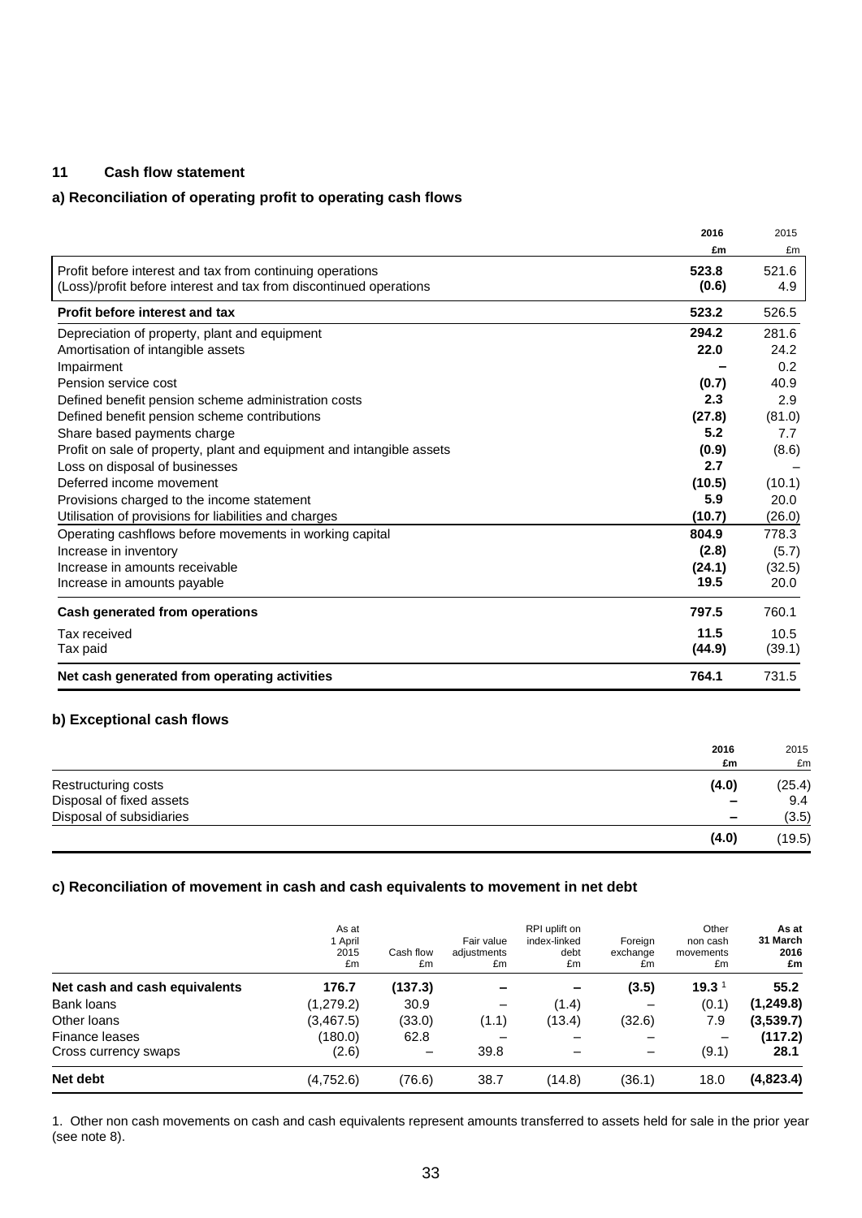## 11 Cash flow statement

### a) Reconciliation of operating profit to operating cash flows

| | 2016 £m | 2015 £m |
|---|---|---|
| Profit before interest and tax from continuing operations | 523.8 | 521.6 |
| (Loss)/profit before interest and tax from discontinued operations | (0.6) | 4.9 |
| **Profit before interest and tax** | **523.2** | 526.5 |
| Depreciation of property, plant and equipment | 294.2 | 281.6 |
| Amortisation of intangible assets | 22.0 | 24.2 |
| Impairment | – | 0.2 |
| Pension service cost | (0.7) | 40.9 |
| Defined benefit pension scheme administration costs | 2.3 | 2.9 |
| Defined benefit pension scheme contributions | (27.8) | (81.0) |
| Share based payments charge | 5.2 | 7.7 |
| Profit on sale of property, plant and equipment and intangible assets | (0.9) | (8.6) |
| Loss on disposal of businesses | 2.7 | – |
| Deferred income movement | (10.5) | (10.1) |
| Provisions charged to the income statement | 5.9 | 20.0 |
| Utilisation of provisions for liabilities and charges | (10.7) | (26.0) |
| Operating cashflows before movements in working capital | 804.9 | 778.3 |
| Increase in inventory | (2.8) | (5.7) |
| Increase in amounts receivable | (24.1) | (32.5) |
| Increase in amounts payable | 19.5 | 20.0 |
| **Cash generated from operations** | **797.5** | 760.1 |
| Tax received | 11.5 | 10.5 |
| Tax paid | (44.9) | (39.1) |
| **Net cash generated from operating activities** | **764.1** | 731.5 |

### b) Exceptional cash flows

| | 2016 £m | 2015 £m |
|---|---|---|
| Restructuring costs | (4.0) | (25.4) |
| Disposal of fixed assets | – | 9.4 |
| Disposal of subsidiaries | – | (3.5) |
| | **(4.0)** | (19.5) |

### c) Reconciliation of movement in cash and cash equivalents to movement in net debt

| | As at 1 April 2015 £m | Cash flow £m | Fair value adjustments £m | RPI uplift on index-linked debt £m | Foreign exchange £m | Other non cash movements £m | As at 31 March 2016 £m |
|---|---|---|---|---|---|---|---|
| **Net cash and cash equivalents** | **176.7** | **(137.3)** | **–** | **–** | **(3.5)** | **19.3** [1] | **55.2** |
| Bank loans | (1,279.2) | 30.9 | – | (1.4) | – | (0.1) | **(1,249.8)** |
| Other loans | (3,467.5) | (33.0) | (1.1) | (13.4) | (32.6) | 7.9 | **(3,539.7)** |
| Finance leases | (180.0) | 62.8 | – | – | – | – | **(117.2)** |
| Cross currency swaps | (2.6) | – | 39.8 | – | – | (9.1) | **28.1** |
| **Net debt** | (4,752.6) | (76.6) | 38.7 | (14.8) | (36.1) | 18.0 | **(4,823.4)** |

1. Other non cash movements on cash and cash equivalents represent amounts transferred to assets held for sale in the prior year (see note 8).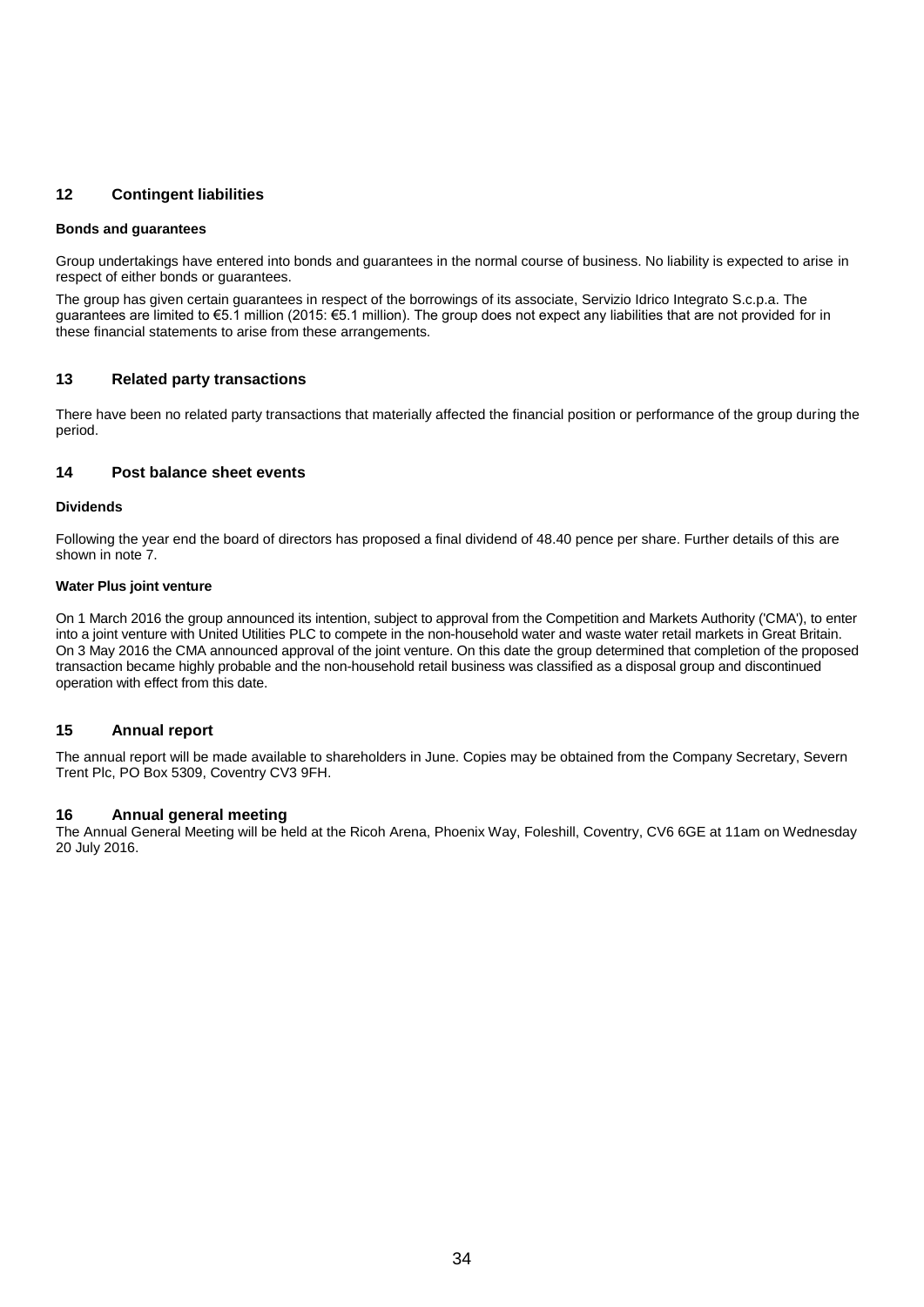## 12 Contingent liabilities

### Bonds and guarantees

Group undertakings have entered into bonds and guarantees in the normal course of business. No liability is expected to arise in respect of either bonds or guarantees.

The group has given certain guarantees in respect of the borrowings of its associate, Servizio Idrico Integrato S.c.p.a. The guarantees are limited to €5.1 million (2015: €5.1 million). The group does not expect any liabilities that are not provided for in these financial statements to arise from these arrangements.

## 13 Related party transactions

There have been no related party transactions that materially affected the financial position or performance of the group during the period.

## 14 Post balance sheet events

### Dividends

Following the year end the board of directors has proposed a final dividend of 48.40 pence per share. Further details of this are shown in note 7.

### Water Plus joint venture

On 1 March 2016 the group announced its intention, subject to approval from the Competition and Markets Authority ('CMA'), to enter into a joint venture with United Utilities PLC to compete in the non-household water and waste water retail markets in Great Britain. On 3 May 2016 the CMA announced approval of the joint venture. On this date the group determined that completion of the proposed transaction became highly probable and the non-household retail business was classified as a disposal group and discontinued operation with effect from this date.

## 15 Annual report

The annual report will be made available to shareholders in June. Copies may be obtained from the Company Secretary, Severn Trent Plc, PO Box 5309, Coventry CV3 9FH.

## 16 Annual general meeting

The Annual General Meeting will be held at the Ricoh Arena, Phoenix Way, Foleshill, Coventry, CV6 6GE at 11am on Wednesday 20 July 2016.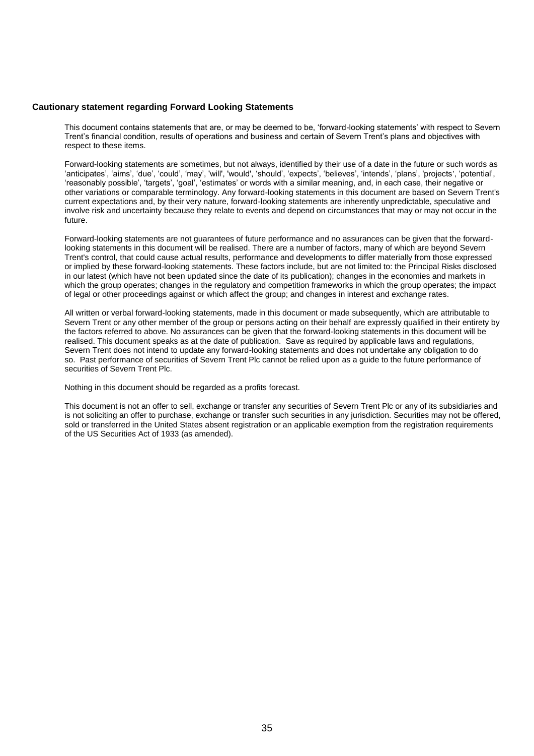**Cautionary statement regarding Forward Looking Statements**

This document contains statements that are, or may be deemed to be, 'forward-looking statements' with respect to Severn Trent's financial condition, results of operations and business and certain of Severn Trent's plans and objectives with respect to these items.

Forward-looking statements are sometimes, but not always, identified by their use of a date in the future or such words as 'anticipates', 'aims', 'due', 'could', 'may', 'will', 'would', 'should', 'expects', 'believes', 'intends', 'plans', 'projects', 'potential', 'reasonably possible', 'targets', 'goal', 'estimates' or words with a similar meaning, and, in each case, their negative or other variations or comparable terminology. Any forward-looking statements in this document are based on Severn Trent's current expectations and, by their very nature, forward-looking statements are inherently unpredictable, speculative and involve risk and uncertainty because they relate to events and depend on circumstances that may or may not occur in the future.

Forward-looking statements are not guarantees of future performance and no assurances can be given that the forward-looking statements in this document will be realised. There are a number of factors, many of which are beyond Severn Trent's control, that could cause actual results, performance and developments to differ materially from those expressed or implied by these forward-looking statements. These factors include, but are not limited to: the Principal Risks disclosed in our latest (which have not been updated since the date of its publication); changes in the economies and markets in which the group operates; changes in the regulatory and competition frameworks in which the group operates; the impact of legal or other proceedings against or which affect the group; and changes in interest and exchange rates.

All written or verbal forward-looking statements, made in this document or made subsequently, which are attributable to Severn Trent or any other member of the group or persons acting on their behalf are expressly qualified in their entirety by the factors referred to above. No assurances can be given that the forward-looking statements in this document will be realised. This document speaks as at the date of publication. Save as required by applicable laws and regulations, Severn Trent does not intend to update any forward-looking statements and does not undertake any obligation to do so. Past performance of securities of Severn Trent Plc cannot be relied upon as a guide to the future performance of securities of Severn Trent Plc.

Nothing in this document should be regarded as a profits forecast.

This document is not an offer to sell, exchange or transfer any securities of Severn Trent Plc or any of its subsidiaries and is not soliciting an offer to purchase, exchange or transfer such securities in any jurisdiction. Securities may not be offered, sold or transferred in the United States absent registration or an applicable exemption from the registration requirements of the US Securities Act of 1933 (as amended).